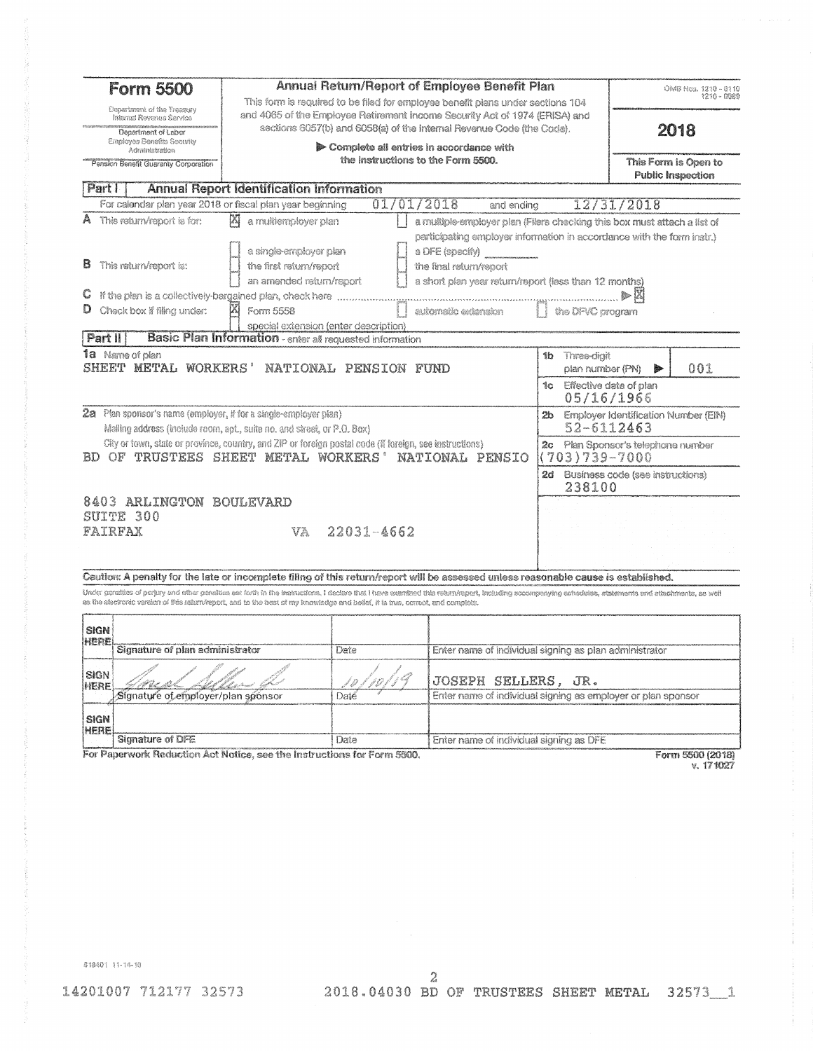# Form 5500

Department of the Treasury
Internal Revenue Service

Department of Labor
Employee Benefits Security Administration

Pension Benefit Guaranty Corporation

## Annual Return/Report of Employee Benefit Plan

This form is required to be filed for employee benefit plans under sections 104 and 4065 of the Employee Retirement Income Security Act of 1974 (ERISA) and sections 6057(b) and 6058(a) of the Internal Revenue Code (the Code).

▶ Complete all entries in accordance with the instructions to the Form 5500.

OMB Nos. 1210 - 0110
1210 - 0089

**2018**

**This Form is Open to Public Inspection**

## Part I Annual Report Identification Information

For calendar plan year 2018 or fiscal plan year beginning 01/01/2018 and ending 12/31/2018

**A** This return/report is for:
- [X] a multiemployer plan
- [ ] a multiple-employer plan (Filers checking this box must attach a list of participating employer information in accordance with the form instr.)
- [ ] a single-employer plan
- [ ] a DFE (specify) ________

**B** This return/report is:
- [ ] the first return/report
- [ ] the final return/report
- [ ] an amended return/report
- [ ] a short plan year return/report (less than 12 months)

**C** If the plan is a collectively-bargained plan, check here ▶ [X]

**D** Check box if filing under:
- [X] Form 5558
- [ ] automatic extension
- [ ] the DFVC program
- [ ] special extension (enter description)

## Part II Basic Plan Information - enter all requested information

**1a** Name of plan
SHEET METAL WORKERS' NATIONAL PENSION FUND

**1b** Three-digit plan number (PN) ▶ 001

**1c** Effective date of plan
05/16/1966

**2a** Plan sponsor's name (employer, if for a single-employer plan)
Mailing address (include room, apt., suite no. and street, or P.O. Box)
City or town, state or province, country, and ZIP or foreign postal code (if foreign, see instructions)

BD OF TRUSTEES SHEET METAL WORKERS' NATIONAL PENSIO

8403 ARLINGTON BOULEVARD
SUITE 300
FAIRFAX VA 22031-4662

**2b** Employer Identification Number (EIN)
52-6112463

**2c** Plan Sponsor's telephone number
(703)739-7000

**2d** Business code (see instructions)
238100

**Caution: A penalty for the late or incomplete filing of this return/report will be assessed unless reasonable cause is established.**

Under penalties of perjury and other penalties set forth in the instructions, I declare that I have examined this return/report, including accompanying schedules, statements and attachments, as well as the electronic version of this return/report, and to the best of my knowledge and belief, it is true, correct, and complete.

| | | | |
|---|---|---|---|
| SIGN HERE | Signature of plan administrator | Date | Enter name of individual signing as plan administrator |
| SIGN HERE | [signature] Signature of employer/plan sponsor | 10/10/19 Date | JOSEPH SELLERS, JR. Enter name of individual signing as employer or plan sponsor |
| SIGN HERE | Signature of DFE | Date | Enter name of individual signing as DFE |

For Paperwork Reduction Act Notice, see the Instructions for Form 5500.

Form 5500 (2018)
v. 171027

818401 11-14-18

14201007 712177 32573 2018.04030 BD OF TRUSTEES SHEET METAL 32573__1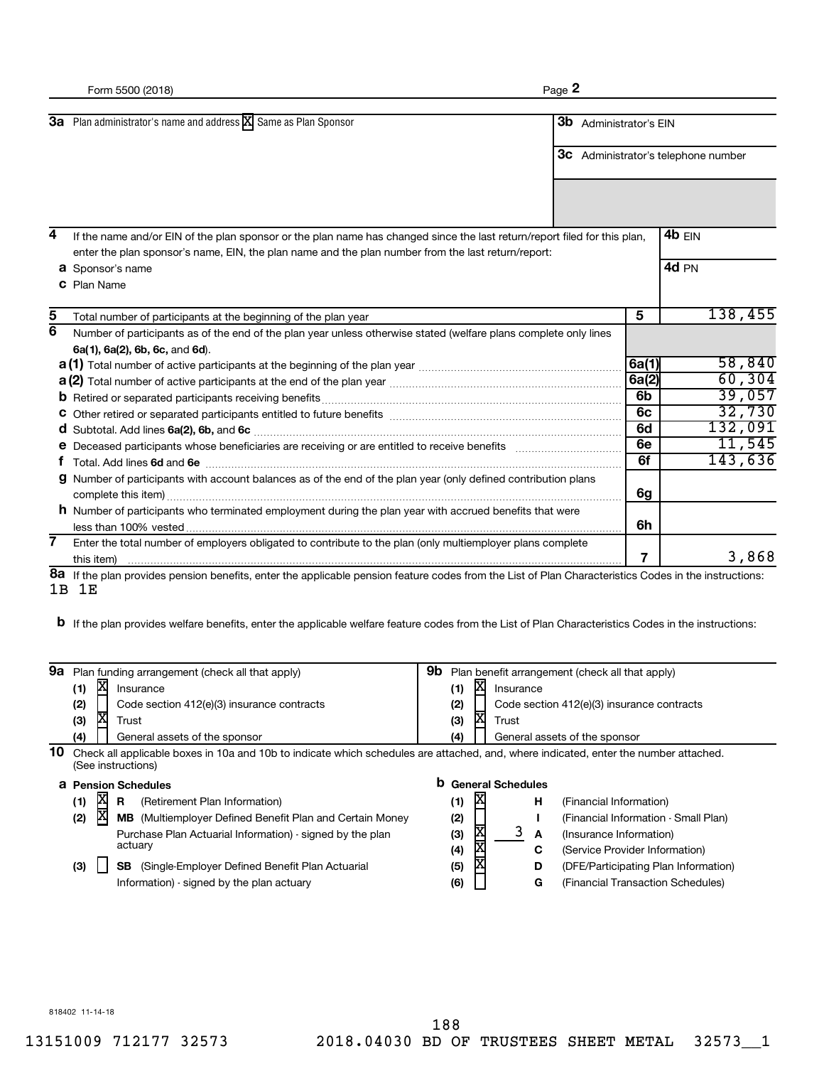Form 5500 (2018) Page **2**

| | | |
|---|---|---|
| **3a** Plan administrator's name and address [X] Same as Plan Sponsor | **3b** Administrator's EIN | |
| | **3c** Administrator's telephone number | |

| | | |
|---|---|---|
| **4** If the name and/or EIN of the plan sponsor or the plan name has changed since the last return/report filed for this plan, enter the plan sponsor's name, EIN, the plan name and the plan number from the last return/report: | | **4b** EIN |
| **a** Sponsor's name | | **4d** PN |
| **c** Plan Name | | |

| Line | Description | Code | Value |
|---|---|---|---|
| **5** | Total number of participants at the beginning of the plan year | **5** | 138,455 |
| **6** | Number of participants as of the end of the plan year unless otherwise stated (welfare plans complete only lines **6a(1), 6a(2), 6b, 6c,** and **6d**). | | |
| **a (1)** | Total number of active participants at the beginning of the plan year | **6a(1)** | 58,840 |
| **a (2)** | Total number of active participants at the end of the plan year | **6a(2)** | 60,304 |
| **b** | Retired or separated participants receiving benefits | **6b** | 39,057 |
| **c** | Other retired or separated participants entitled to future benefits | **6c** | 32,730 |
| **d** | Subtotal. Add lines **6a(2), 6b,** and **6c** | **6d** | 132,091 |
| **e** | Deceased participants whose beneficiaries are receiving or are entitled to receive benefits | **6e** | 11,545 |
| **f** | Total. Add lines **6d** and **6e** | **6f** | 143,636 |
| **g** | Number of participants with account balances as of the end of the plan year (only defined contribution plans complete this item) | **6g** | |
| **h** | Number of participants who terminated employment during the plan year with accrued benefits that were less than 100% vested | **6h** | |
| **7** | Enter the total number of employers obligated to contribute to the plan (only multiemployer plans complete this item) | **7** | 3,868 |

**8a** If the plan provides pension benefits, enter the applicable pension feature codes from the List of Plan Characteristics Codes in the instructions:
1B 1E

**b** If the plan provides welfare benefits, enter the applicable welfare feature codes from the List of Plan Characteristics Codes in the instructions:

| **9a** Plan funding arrangement (check all that apply) | **9b** Plan benefit arrangement (check all that apply) |
|---|---|
| (1) [X] Insurance | (1) [X] Insurance |
| (2) [ ] Code section 412(e)(3) insurance contracts | (2) [ ] Code section 412(e)(3) insurance contracts |
| (3) [X] Trust | (3) [X] Trust |
| (4) [ ] General assets of the sponsor | (4) [ ] General assets of the sponsor |

**10** Check all applicable boxes in 10a and 10b to indicate which schedules are attached, and, where indicated, enter the number attached. (See instructions)

| **a Pension Schedules** | **b General Schedules** |
|---|---|
| (1) [X] **R** (Retirement Plan Information) | (1) [X] **H** (Financial Information) |
| (2) [X] **MB** (Multiemployer Defined Benefit Plan and Certain Money Purchase Plan Actuarial Information) - signed by the plan actuary | (2) [ ] **I** (Financial Information - Small Plan) |
| | (3) [X] 3 **A** (Insurance Information) |
| | (4) [X] **C** (Service Provider Information) |
| (3) [ ] **SB** (Single-Employer Defined Benefit Plan Actuarial Information) - signed by the plan actuary | (5) [X] **D** (DFE/Participating Plan Information) |
| | (6) [ ] **G** (Financial Transaction Schedules) |

818402 11-14-18

13151009 712177 32573 2018.04030 BD OF TRUSTEES SHEET METAL 32573__1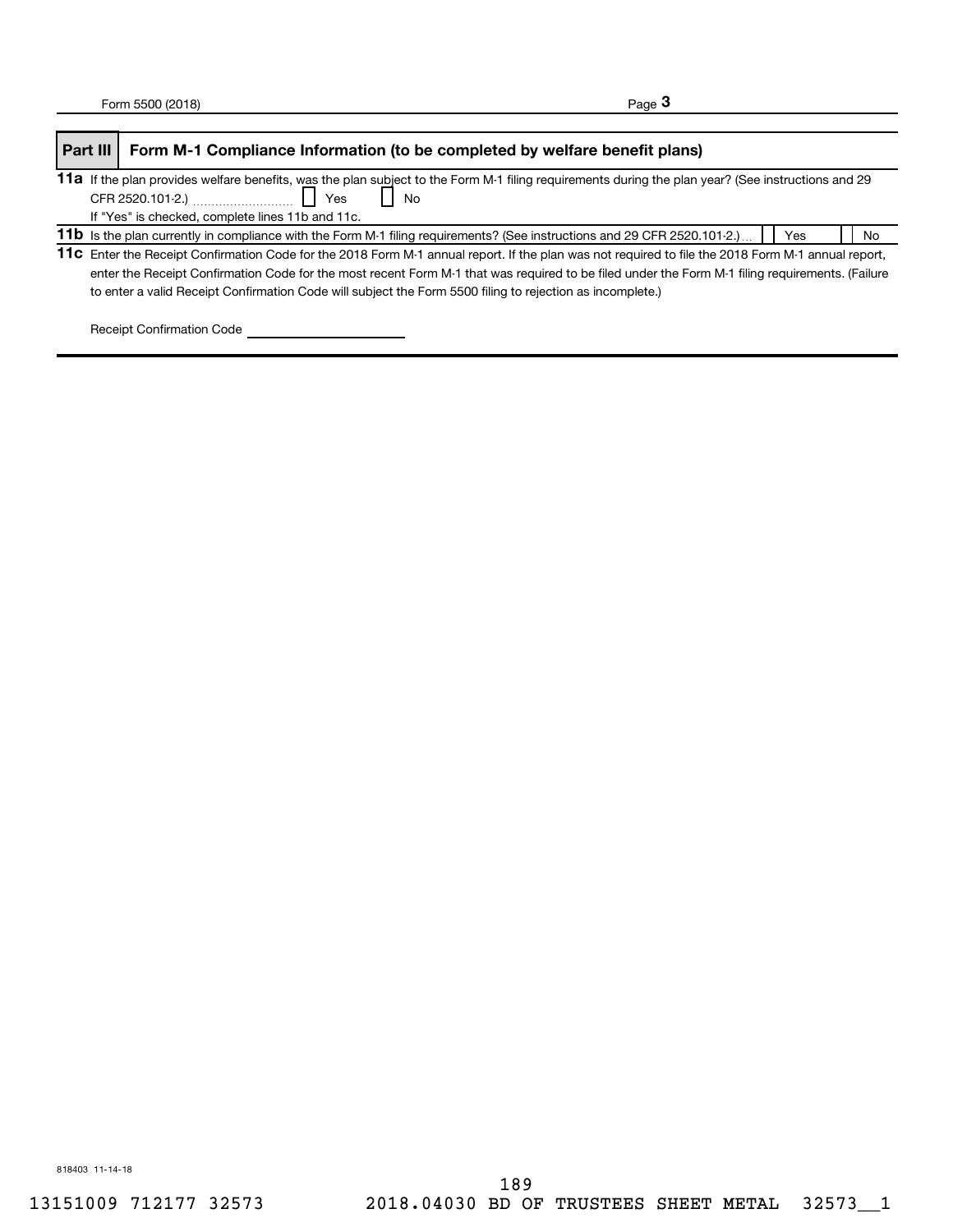## Part III Form M-1 Compliance Information (to be completed by welfare benefit plans)

**11a** If the plan provides welfare benefits, was the plan subject to the Form M-1 filing requirements during the plan year? (See instructions and 29 CFR 2520.101-2.) ☐ Yes ☐ No

If "Yes" is checked, complete lines 11b and 11c.

**11b** Is the plan currently in compliance with the Form M-1 filing requirements? (See instructions and 29 CFR 2520.101-2.) ☐ Yes ☐ No

**11c** Enter the Receipt Confirmation Code for the 2018 Form M-1 annual report. If the plan was not required to file the 2018 Form M-1 annual report, enter the Receipt Confirmation Code for the most recent Form M-1 that was required to be filed under the Form M-1 filing requirements. (Failure to enter a valid Receipt Confirmation Code will subject the Form 5500 filing to rejection as incomplete.)

Receipt Confirmation Code ____________________

818403 11-14-18

13151009 712177 32573 2018.04030 BD OF TRUSTEES SHEET METAL 32573__1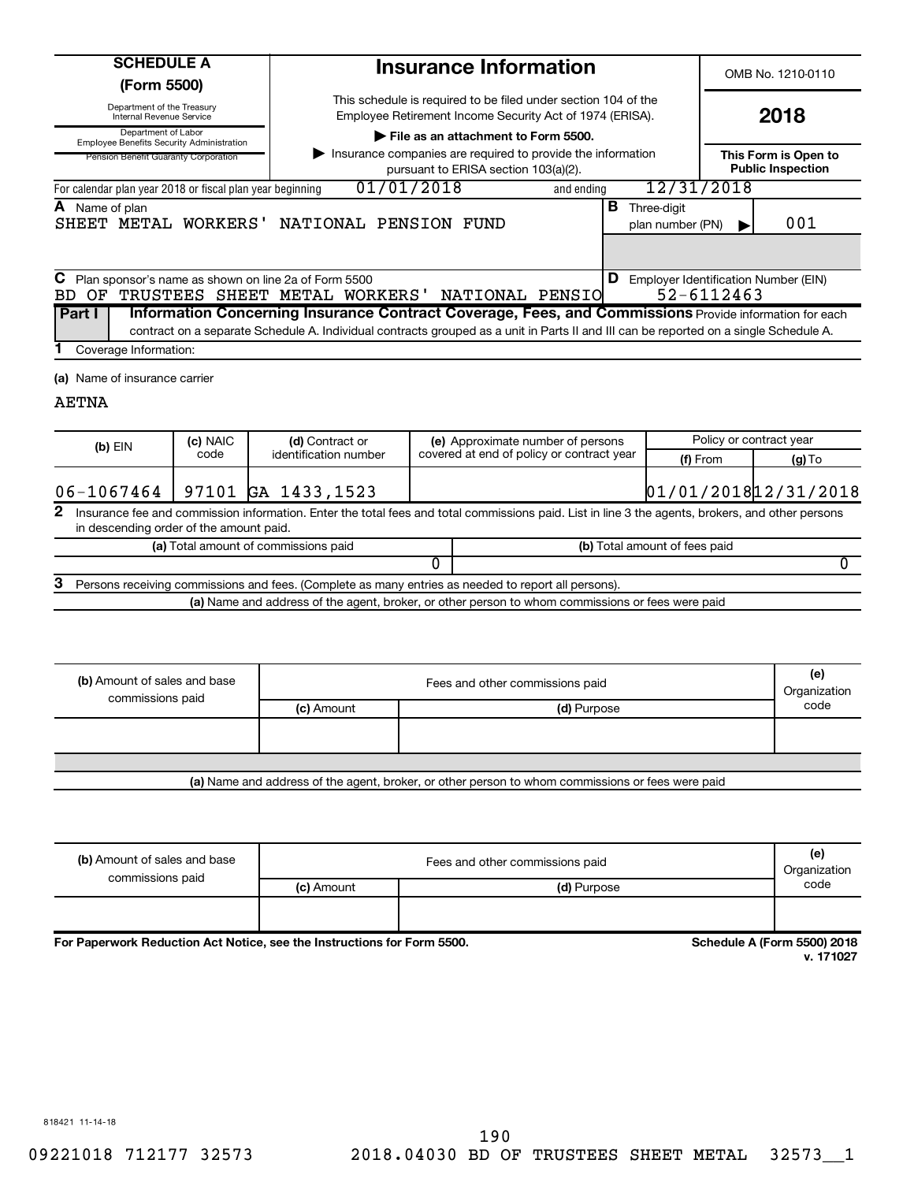# SCHEDULE A (Form 5500)

Department of the Treasury
Internal Revenue Service

Department of Labor
Employee Benefits Security Administration

Pension Benefit Guaranty Corporation

## Insurance Information

This schedule is required to be filed under section 104 of the Employee Retirement Income Security Act of 1974 (ERISA).

▶ **File as an attachment to Form 5500.**

▶ Insurance companies are required to provide the information pursuant to ERISA section 103(a)(2).

OMB No. 1210-0110

**2018**

**This Form is Open to Public Inspection**

For calendar plan year 2018 or fiscal plan year beginning 01/01/2018 and ending 12/31/2018

**A** Name of plan
SHEET METAL WORKERS' NATIONAL PENSION FUND

**B** Three-digit plan number (PN) ▶ 001

**C** Plan sponsor's name as shown on line 2a of Form 5500
BD OF TRUSTEES SHEET METAL WORKERS' NATIONAL PENSIO

**D** Employer Identification Number (EIN)
52-6112463

**Part I** **Information Concerning Insurance Contract Coverage, Fees, and Commissions** Provide information for each contract on a separate Schedule A. Individual contracts grouped as a unit in Parts II and III can be reported on a single Schedule A.

**1** Coverage Information:

**(a)** Name of insurance carrier

AETNA

| **(b)** EIN | **(c)** NAIC code | **(d)** Contract or identification number | **(e)** Approximate number of persons covered at end of policy or contract year | Policy or contract year **(f)** From | **(g)** To |
|---|---|---|---|---|---|
| 06-1067464 | 97101 | GA 1433,1523 | | 01/01/2018 | 12/31/2018 |

**2** Insurance fee and commission information. Enter the total fees and total commissions paid. List in line 3 the agents, brokers, and other persons in descending order of the amount paid.

| **(a)** Total amount of commissions paid | **(b)** Total amount of fees paid |
|---|---|
| 0 | 0 |

**3** Persons receiving commissions and fees. (Complete as many entries as needed to report all persons).

**(a)** Name and address of the agent, broker, or other person to whom commissions or fees were paid

| **(b)** Amount of sales and base commissions paid | Fees and other commissions paid **(c)** Amount | **(d)** Purpose | **(e)** Organization code |
|---|---|---|---|
| | | | |

**(a)** Name and address of the agent, broker, or other person to whom commissions or fees were paid

| **(b)** Amount of sales and base commissions paid | Fees and other commissions paid **(c)** Amount | **(d)** Purpose | **(e)** Organization code |
|---|---|---|---|
| | | | |

**For Paperwork Reduction Act Notice, see the Instructions for Form 5500.**

**Schedule A (Form 5500) 2018**
**v. 171027**

818421 11-14-18

09221018 712177 32573 2018.04030 BD OF TRUSTEES SHEET METAL 32573__1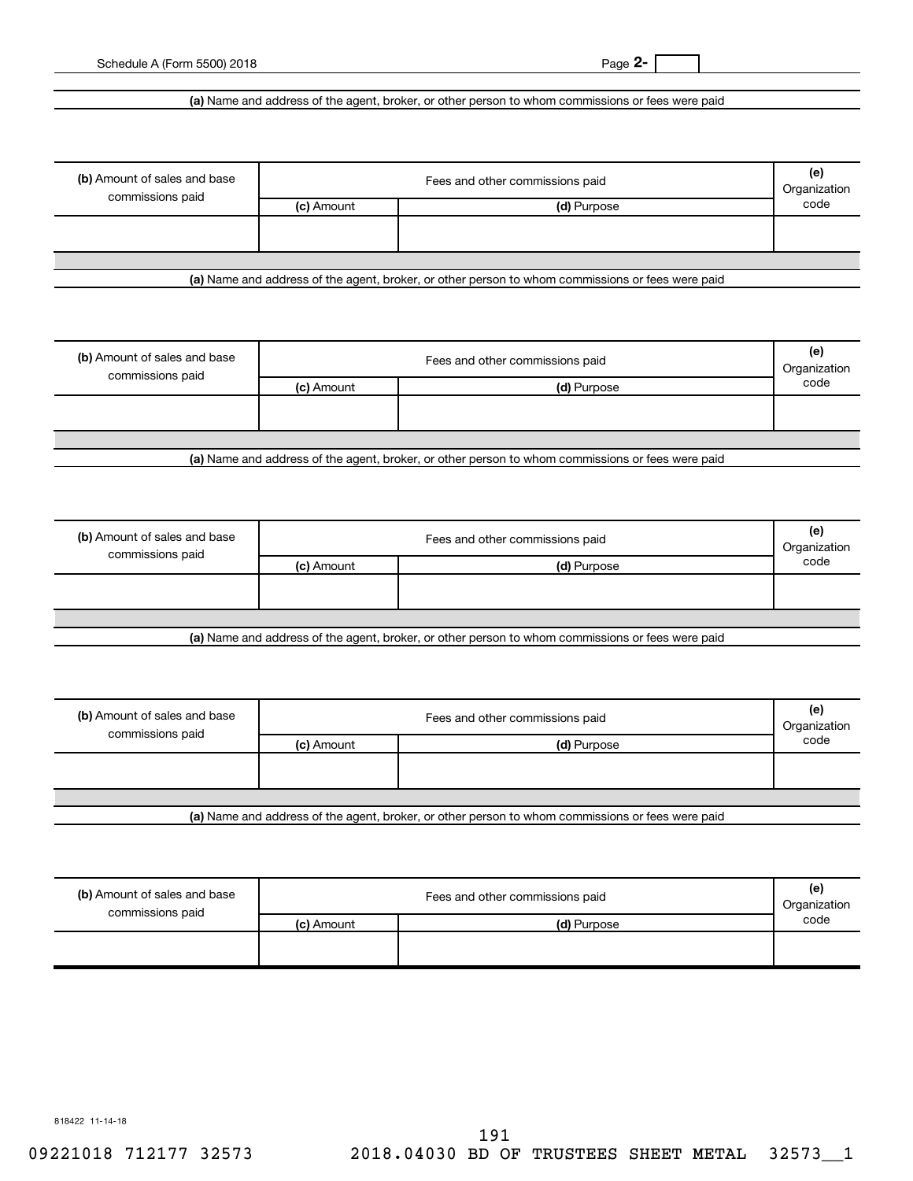**(a)** Name and address of the agent, broker, or other person to whom commissions or fees were paid

| **(b)** Amount of sales and base commissions paid | Fees and other commissions paid | | **(e)** Organization code |
|---|---|---|---|
| | **(c)** Amount | **(d)** Purpose | |
| | | | |

**(a)** Name and address of the agent, broker, or other person to whom commissions or fees were paid

| **(b)** Amount of sales and base commissions paid | Fees and other commissions paid | | **(e)** Organization code |
|---|---|---|---|
| | **(c)** Amount | **(d)** Purpose | |
| | | | |

**(a)** Name and address of the agent, broker, or other person to whom commissions or fees were paid

| **(b)** Amount of sales and base commissions paid | Fees and other commissions paid | | **(e)** Organization code |
|---|---|---|---|
| | **(c)** Amount | **(d)** Purpose | |
| | | | |

**(a)** Name and address of the agent, broker, or other person to whom commissions or fees were paid

| **(b)** Amount of sales and base commissions paid | Fees and other commissions paid | | **(e)** Organization code |
|---|---|---|---|
| | **(c)** Amount | **(d)** Purpose | |
| | | | |

**(a)** Name and address of the agent, broker, or other person to whom commissions or fees were paid

| **(b)** Amount of sales and base commissions paid | Fees and other commissions paid | | **(e)** Organization code |
|---|---|---|---|
| | **(c)** Amount | **(d)** Purpose | |
| | | | |

818422 11-14-18

09221018 712177 32573 2018.04030 BD OF TRUSTEES SHEET METAL 32573__1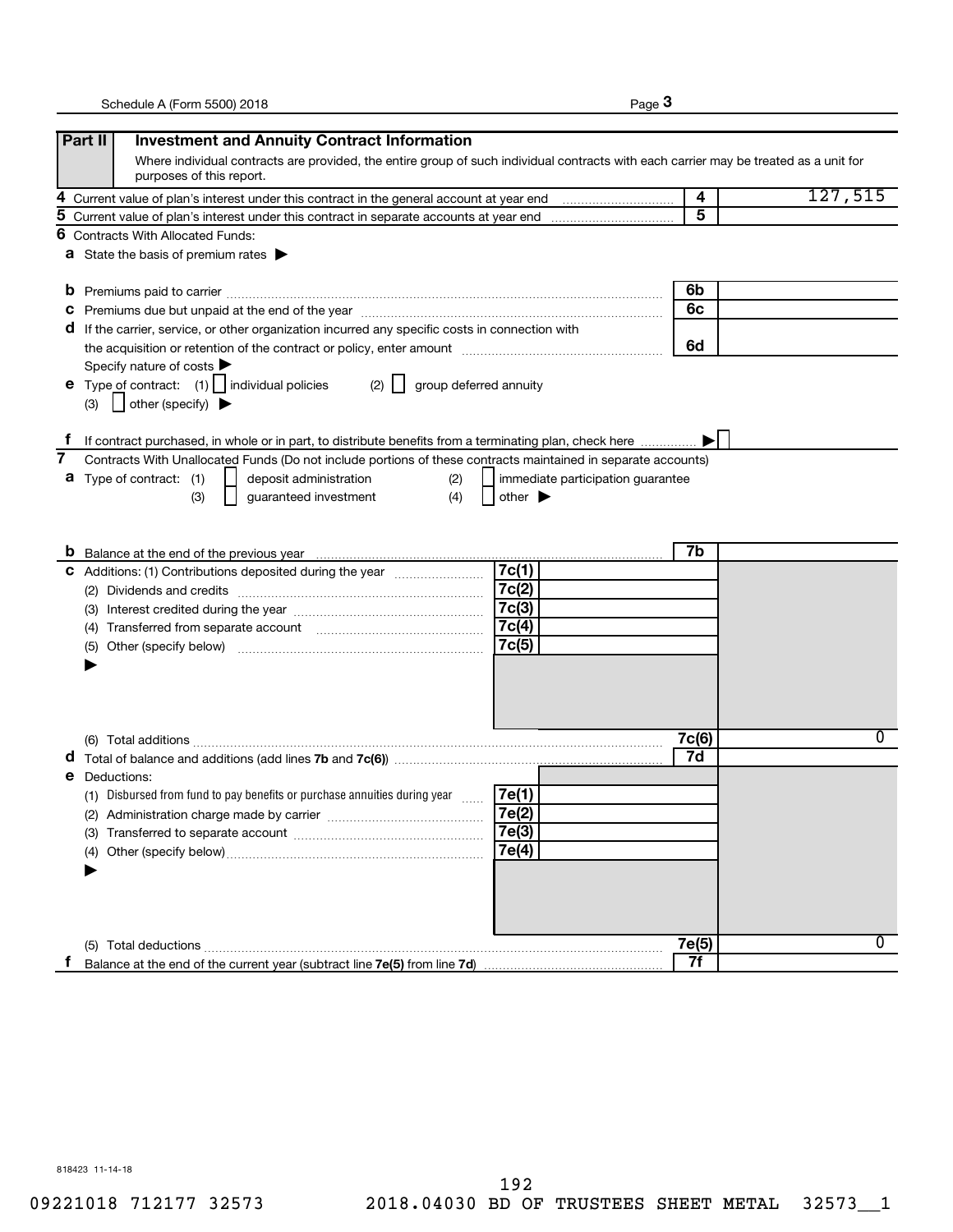## Part II — Investment and Annuity Contract Information

Where individual contracts are provided, the entire group of such individual contracts with each carrier may be treated as a unit for purposes of this report.

| | | |
|---|---|---|
| **4** Current value of plan's interest under this contract in the general account at year end | 4 | 127,515 |
| **5** Current value of plan's interest under this contract in separate accounts at year end | 5 | |

**6** Contracts With Allocated Funds:

**a** State the basis of premium rates ▶

| | | |
|---|---|---|
| **b** Premiums paid to carrier | 6b | |
| **c** Premiums due but unpaid at the end of the year | 6c | |
| **d** If the carrier, service, or other organization incurred any specific costs in connection with the acquisition or retention of the contract or policy, enter amount | 6d | |

Specify nature of costs ▶

**e** Type of contract: (1) ☐ individual policies (2) ☐ group deferred annuity (3) ☐ other (specify) ▶

**f** If contract purchased, in whole or in part, to distribute benefits from a terminating plan, check here ▶ ☐

**7** Contracts With Unallocated Funds (Do not include portions of these contracts maintained in separate accounts)

**a** Type of contract: (1) ☐ deposit administration (2) ☐ immediate participation guarantee (3) ☐ guaranteed investment (4) ☐ other ▶

| | | | | |
|---|---|---|---|---|
| **b** Balance at the end of the previous year | | | 7b | |
| **c** Additions: (1) Contributions deposited during the year | 7c(1) | | | |
| (2) Dividends and credits | 7c(2) | | | |
| (3) Interest credited during the year | 7c(3) | | | |
| (4) Transferred from separate account | 7c(4) | | | |
| (5) Other (specify below) ▶ | 7c(5) | | | |
| (6) Total additions | | | 7c(6) | 0 |
| **d** Total of balance and additions (add lines **7b** and **7c(6)**) | | | 7d | |
| **e** Deductions: | | | | |
| (1) Disbursed from fund to pay benefits or purchase annuities during year | 7e(1) | | | |
| (2) Administration charge made by carrier | 7e(2) | | | |
| (3) Transferred to separate account | 7e(3) | | | |
| (4) Other (specify below) ▶ | 7e(4) | | | |
| (5) Total deductions | | | 7e(5) | 0 |
| **f** Balance at the end of the current year (subtract line **7e(5)** from line **7d**) | | | 7f | |

818423 11-14-18

09221018 712177 32573 2018.04030 BD OF TRUSTEES SHEET METAL 32573__1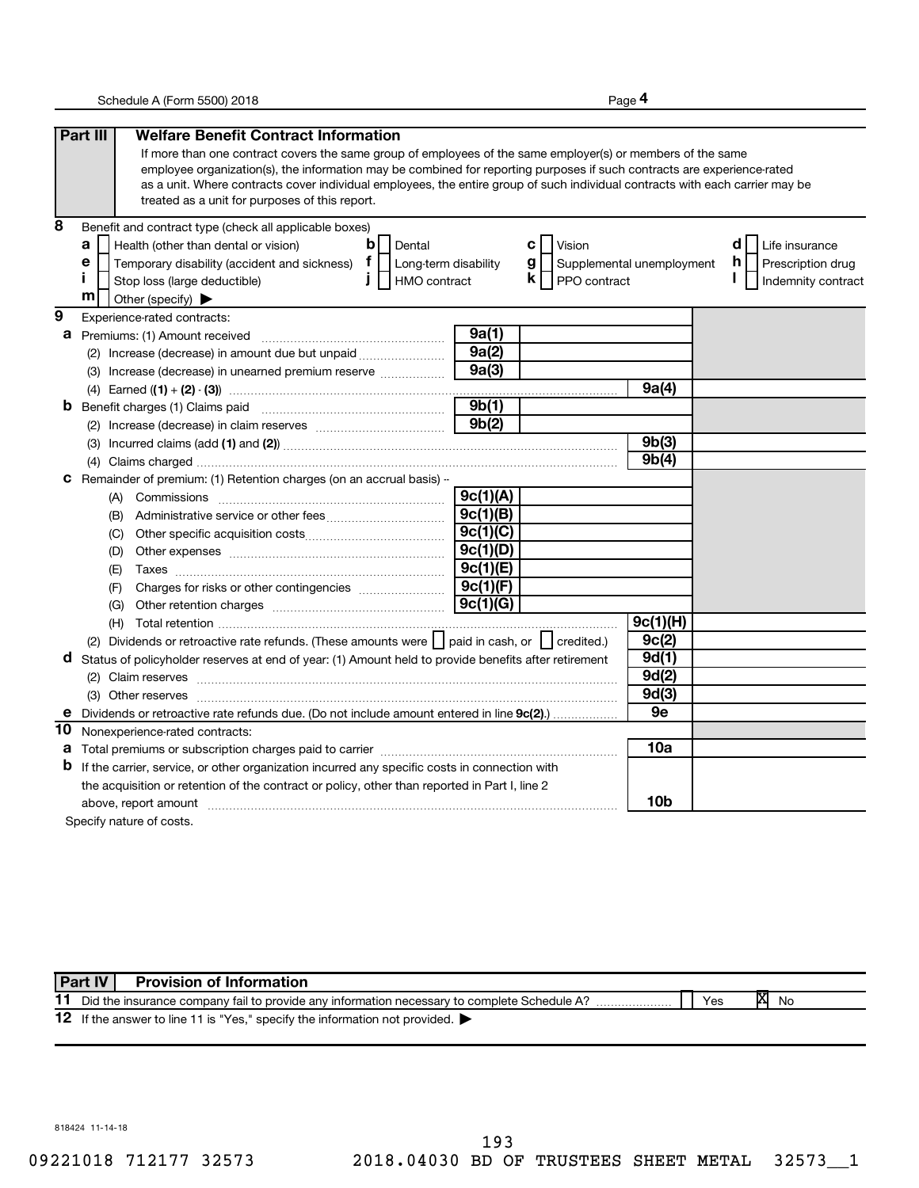## Part III Welfare Benefit Contract Information

If more than one contract covers the same group of employees of the same employer(s) or members of the same employee organization(s), the information may be combined for reporting purposes if such contracts are experience-rated as a unit. Where contracts cover individual employees, the entire group of such individual contracts with each carrier may be treated as a unit for purposes of this report.

**8** Benefit and contract type (check all applicable boxes)

| | | | |
|---|---|---|---|
| **a** ☐ Health (other than dental or vision) | **b** ☐ Dental | **c** ☐ Vision | **d** ☐ Life insurance |
| **e** ☐ Temporary disability (accident and sickness) | **f** ☐ Long-term disability | **g** ☐ Supplemental unemployment | **h** ☐ Prescription drug |
| **i** ☐ Stop loss (large deductible) | **j** ☐ HMO contract | **k** ☐ PPO contract | **l** ☐ Indemnity contract |
| **m** ☐ Other (specify) ▶ | | | |

**9** Experience-rated contracts:

| Line | Description | Ref | Amount | Ref | Amount |
|---|---|---|---|---|---|
| **a** | Premiums: (1) Amount received | 9a(1) | | | |
| | (2) Increase (decrease) in amount due but unpaid | 9a(2) | | | |
| | (3) Increase (decrease) in unearned premium reserve | 9a(3) | | | |
| | (4) Earned ((1) + (2) - (3)) | | | 9a(4) | |
| **b** | Benefit charges (1) Claims paid | 9b(1) | | | |
| | (2) Increase (decrease) in claim reserves | 9b(2) | | | |
| | (3) Incurred claims (add (1) and (2)) | | | 9b(3) | |
| | (4) Claims charged | | | 9b(4) | |
| **c** | Remainder of premium: (1) Retention charges (on an accrual basis) -- | | | | |
| | (A) Commissions | 9c(1)(A) | | | |
| | (B) Administrative service or other fees | 9c(1)(B) | | | |
| | (C) Other specific acquisition costs | 9c(1)(C) | | | |
| | (D) Other expenses | 9c(1)(D) | | | |
| | (E) Taxes | 9c(1)(E) | | | |
| | (F) Charges for risks or other contingencies | 9c(1)(F) | | | |
| | (G) Other retention charges | 9c(1)(G) | | | |
| | (H) Total retention | | | 9c(1)(H) | |
| | (2) Dividends or retroactive rate refunds. (These amounts were ☐ paid in cash, or ☐ credited.) | | | 9c(2) | |
| **d** | Status of policyholder reserves at end of year: (1) Amount held to provide benefits after retirement | | | 9d(1) | |
| | (2) Claim reserves | | | 9d(2) | |
| | (3) Other reserves | | | 9d(3) | |
| **e** | Dividends or retroactive rate refunds due. (Do not include amount entered in line 9c(2).) | | | 9e | |

**10** Nonexperience-rated contracts:

| Line | Description | Ref | Amount |
|---|---|---|---|
| **a** | Total premiums or subscription charges paid to carrier | 10a | |
| **b** | If the carrier, service, or other organization incurred any specific costs in connection with the acquisition or retention of the contract or policy, other than reported in Part I, line 2 above, report amount | 10b | |

Specify nature of costs.

## Part IV Provision of Information

**11** Did the insurance company fail to provide any information necessary to complete Schedule A? ☐ Yes ☒ No

**12** If the answer to line 11 is "Yes," specify the information not provided. ▶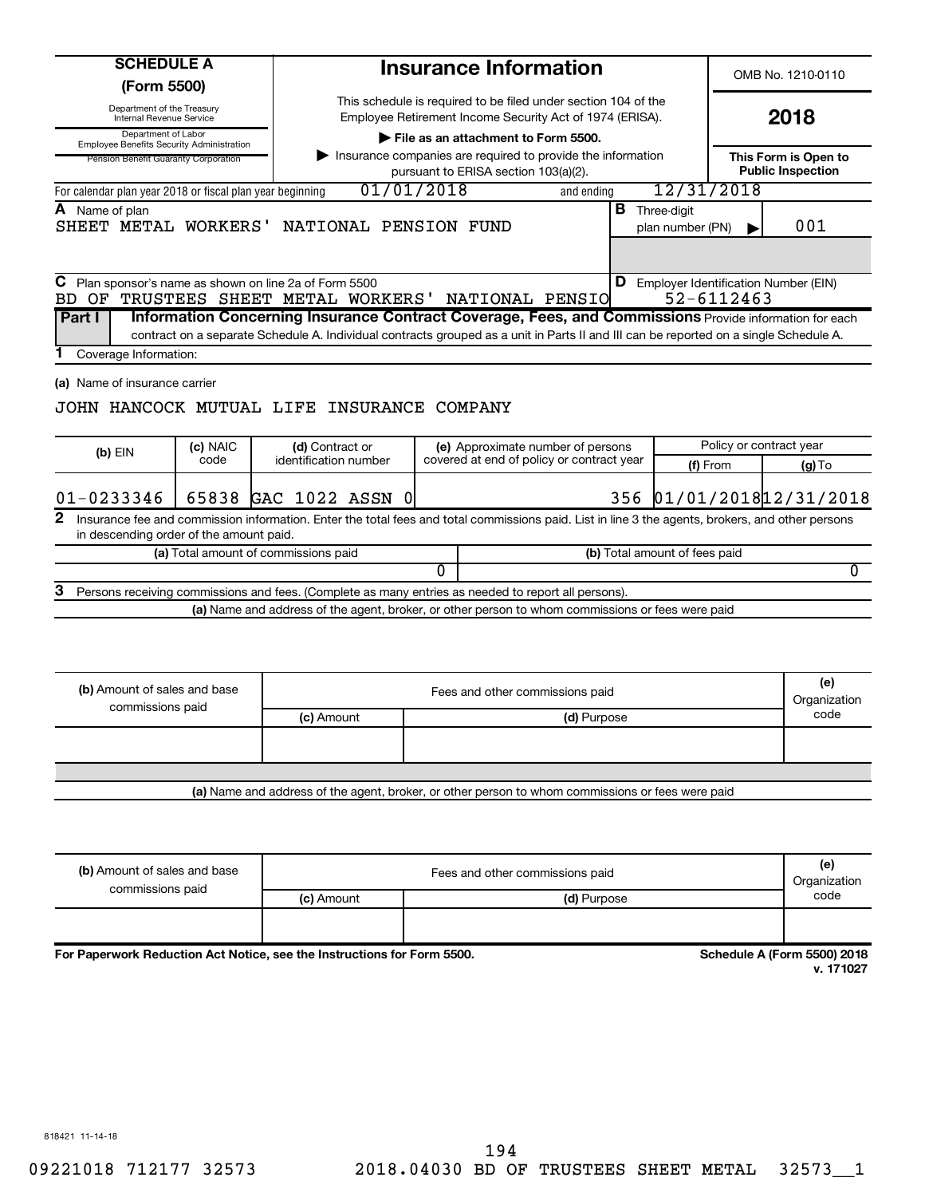# SCHEDULE A (Form 5500)

Department of the Treasury
Internal Revenue Service

Department of Labor
Employee Benefits Security Administration

Pension Benefit Guaranty Corporation

## Insurance Information

This schedule is required to be filed under section 104 of the Employee Retirement Income Security Act of 1974 (ERISA).

▶ **File as an attachment to Form 5500.**

▶ Insurance companies are required to provide the information pursuant to ERISA section 103(a)(2).

OMB No. 1210-0110

**2018**

**This Form is Open to Public Inspection**

For calendar plan year 2018 or fiscal plan year beginning 01/01/2018 and ending 12/31/2018

**A** Name of plan
SHEET METAL WORKERS' NATIONAL PENSION FUND

**B** Three-digit plan number (PN) ▶ 001

**C** Plan sponsor's name as shown on line 2a of Form 5500
BD OF TRUSTEES SHEET METAL WORKERS' NATIONAL PENSIO

**D** Employer Identification Number (EIN)
52-6112463

**Part I** **Information Concerning Insurance Contract Coverage, Fees, and Commissions** Provide information for each contract on a separate Schedule A. Individual contracts grouped as a unit in Parts II and III can be reported on a single Schedule A.

**1** Coverage Information:

**(a)** Name of insurance carrier

JOHN HANCOCK MUTUAL LIFE INSURANCE COMPANY

| (b) EIN | (c) NAIC code | (d) Contract or identification number | (e) Approximate number of persons covered at end of policy or contract year | Policy or contract year (f) From | Policy or contract year (g) To |
|---|---|---|---|---|---|
| 01-0233346 | 65838 | GAC 1022 ASSN 0 | 356 | 01/01/2018 | 12/31/2018 |

**2** Insurance fee and commission information. Enter the total fees and total commissions paid. List in line 3 the agents, brokers, and other persons in descending order of the amount paid.

| (a) Total amount of commissions paid | (b) Total amount of fees paid |
|---|---|
| 0 | 0 |

**3** Persons receiving commissions and fees. (Complete as many entries as needed to report all persons).

**(a)** Name and address of the agent, broker, or other person to whom commissions or fees were paid

| (b) Amount of sales and base commissions paid | Fees and other commissions paid (c) Amount | (d) Purpose | (e) Organization code |
|---|---|---|---|
| | | | |

**(a)** Name and address of the agent, broker, or other person to whom commissions or fees were paid

| (b) Amount of sales and base commissions paid | Fees and other commissions paid (c) Amount | (d) Purpose | (e) Organization code |
|---|---|---|---|
| | | | |

**For Paperwork Reduction Act Notice, see the Instructions for Form 5500.**

**Schedule A (Form 5500) 2018**
**v. 171027**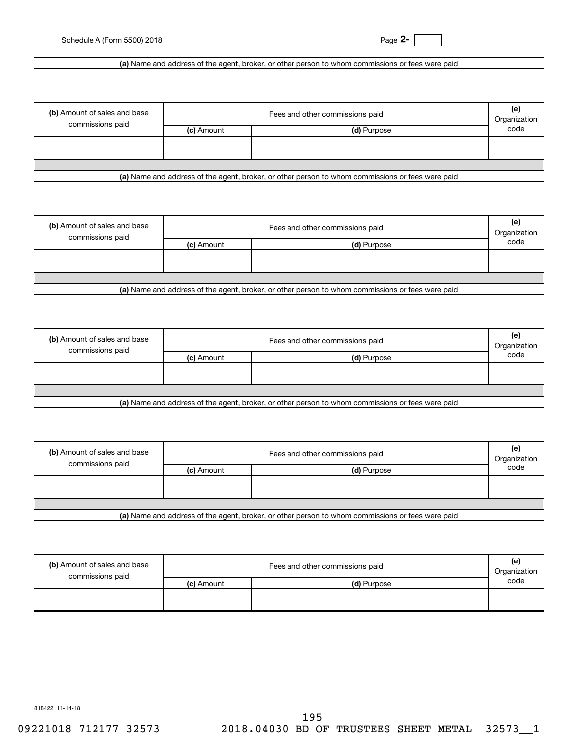**(a)** Name and address of the agent, broker, or other person to whom commissions or fees were paid

| **(b)** Amount of sales and base commissions paid | Fees and other commissions paid | | **(e)** Organization code |
|---|---|---|---|
| | **(c)** Amount | **(d)** Purpose | |
| | | | |

**(a)** Name and address of the agent, broker, or other person to whom commissions or fees were paid

| **(b)** Amount of sales and base commissions paid | Fees and other commissions paid | | **(e)** Organization code |
|---|---|---|---|
| | **(c)** Amount | **(d)** Purpose | |
| | | | |

**(a)** Name and address of the agent, broker, or other person to whom commissions or fees were paid

| **(b)** Amount of sales and base commissions paid | Fees and other commissions paid | | **(e)** Organization code |
|---|---|---|---|
| | **(c)** Amount | **(d)** Purpose | |
| | | | |

**(a)** Name and address of the agent, broker, or other person to whom commissions or fees were paid

| **(b)** Amount of sales and base commissions paid | Fees and other commissions paid | | **(e)** Organization code |
|---|---|---|---|
| | **(c)** Amount | **(d)** Purpose | |
| | | | |

**(a)** Name and address of the agent, broker, or other person to whom commissions or fees were paid

| **(b)** Amount of sales and base commissions paid | Fees and other commissions paid | | **(e)** Organization code |
|---|---|---|---|
| | **(c)** Amount | **(d)** Purpose | |
| | | | |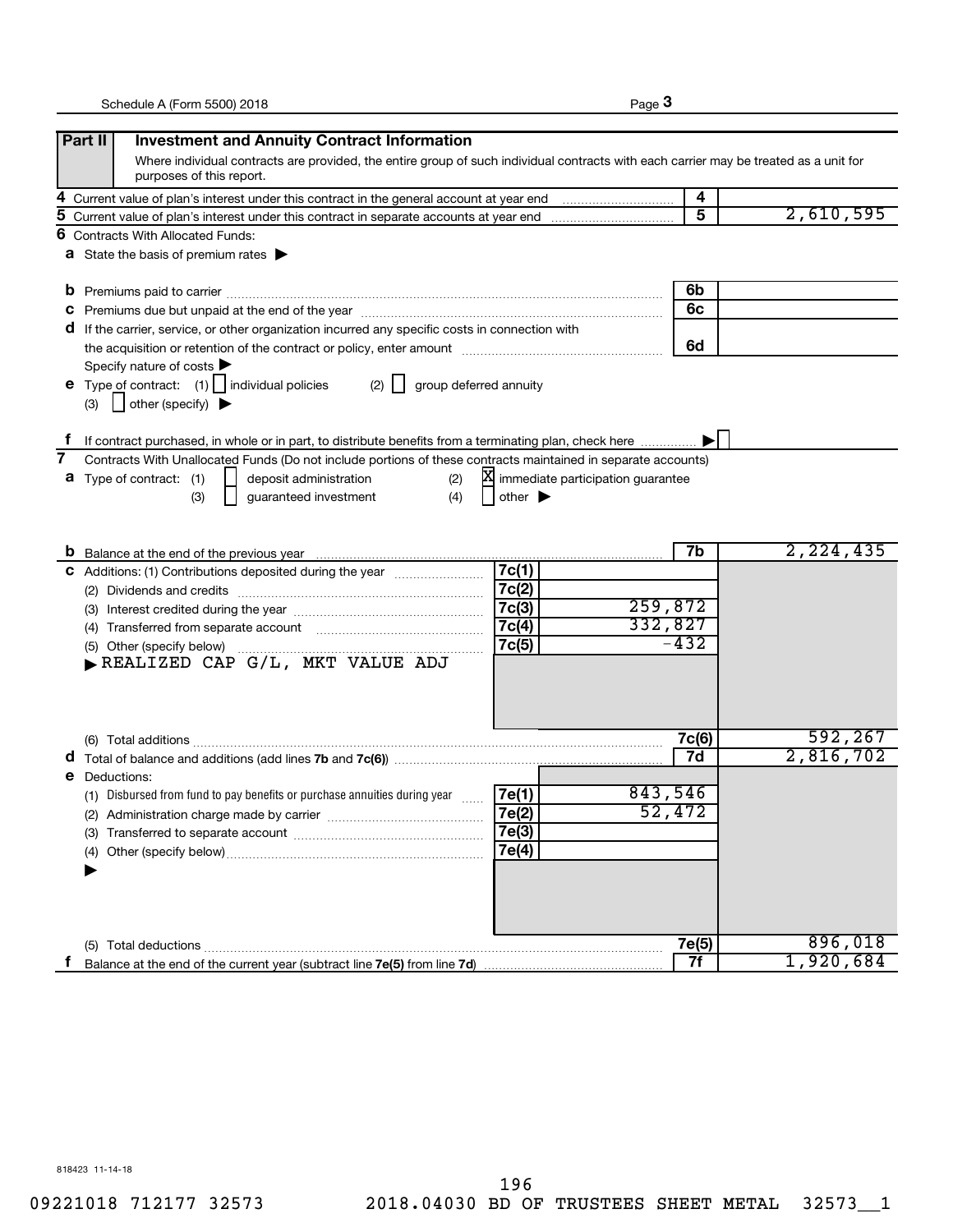Schedule A (Form 5500) 2018

## Part II Investment and Annuity Contract Information

Where individual contracts are provided, the entire group of such individual contracts with each carrier may be treated as a unit for purposes of this report.

| | | Line | Amount |
|---|---|---|---|
| 4 | Current value of plan's interest under this contract in the general account at year end | 4 | |
| 5 | Current value of plan's interest under this contract in separate accounts at year end | 5 | 2,610,595 |

**6** Contracts With Allocated Funds:

**a** State the basis of premium rates ▶

| | | Line | Amount |
|---|---|---|---|
| b | Premiums paid to carrier | 6b | |
| c | Premiums due but unpaid at the end of the year | 6c | |
| d | If the carrier, service, or other organization incurred any specific costs in connection with the acquisition or retention of the contract or policy, enter amount | 6d | |

Specify nature of costs ▶

**e** Type of contract: (1) ☐ individual policies (2) ☐ group deferred annuity (3) ☐ other (specify) ▶

**f** If contract purchased, in whole or in part, to distribute benefits from a terminating plan, check here ▶ ☐

**7** Contracts With Unallocated Funds (Do not include portions of these contracts maintained in separate accounts)

**a** Type of contract: (1) ☐ deposit administration (2) ☒ immediate participation guarantee (3) ☐ guaranteed investment (4) ☐ other ▶

| | | Line | Amount | Line | Amount |
|---|---|---|---|---|---|
| b | Balance at the end of the previous year | | | 7b | 2,224,435 |
| c | Additions: (1) Contributions deposited during the year | 7c(1) | | | |
| | (2) Dividends and credits | 7c(2) | | | |
| | (3) Interest credited during the year | 7c(3) | 259,872 | | |
| | (4) Transferred from separate account | 7c(4) | 332,827 | | |
| | (5) Other (specify below) ▶ REALIZED CAP G/L, MKT VALUE ADJ | 7c(5) | -432 | | |
| | (6) Total additions | | | 7c(6) | 592,267 |
| d | Total of balance and additions (add lines 7b and 7c(6)) | | | 7d | 2,816,702 |
| e | Deductions: | | | | |
| | (1) Disbursed from fund to pay benefits or purchase annuities during year | 7e(1) | 843,546 | | |
| | (2) Administration charge made by carrier | 7e(2) | 52,472 | | |
| | (3) Transferred to separate account | 7e(3) | | | |
| | (4) Other (specify below) ▶ | 7e(4) | | | |
| | (5) Total deductions | | | 7e(5) | 896,018 |
| f | Balance at the end of the current year (subtract line 7e(5) from line 7d) | | | 7f | 1,920,684 |

818423 11-14-18

09221018 712177 32573 2018.04030 BD OF TRUSTEES SHEET METAL 32573__1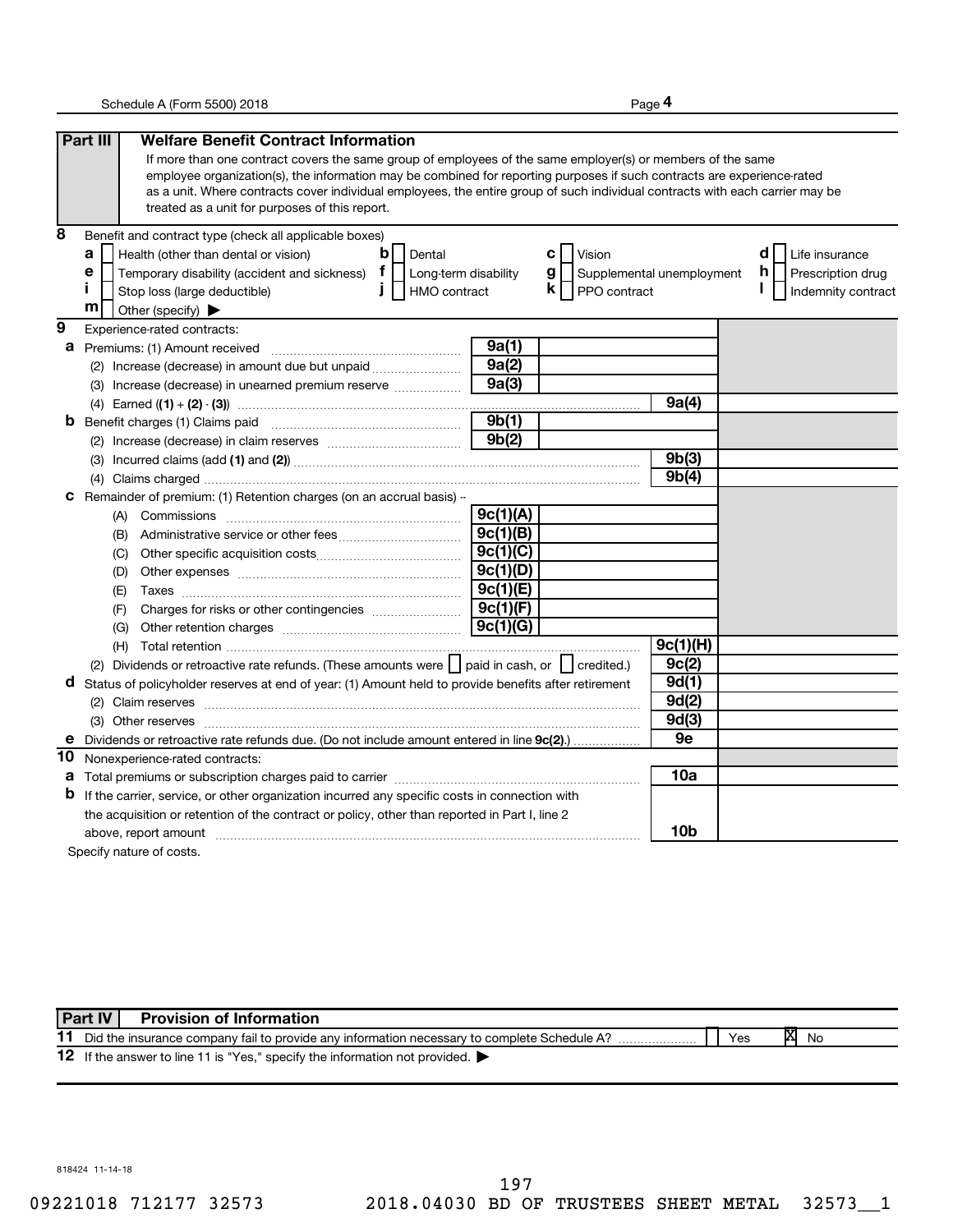## Part III Welfare Benefit Contract Information

If more than one contract covers the same group of employees of the same employer(s) or members of the same employee organization(s), the information may be combined for reporting purposes if such contracts are experience-rated as a unit. Where contracts cover individual employees, the entire group of such individual contracts with each carrier may be treated as a unit for purposes of this report.

**8** Benefit and contract type (check all applicable boxes)

- **a** ☐ Health (other than dental or vision)
- **b** ☐ Dental
- **c** ☐ Vision
- **d** ☐ Life insurance
- **e** ☐ Temporary disability (accident and sickness)
- **f** ☐ Long-term disability
- **g** ☐ Supplemental unemployment
- **h** ☐ Prescription drug
- **i** ☐ Stop loss (large deductible)
- **j** ☐ HMO contract
- **k** ☐ PPO contract
- **l** ☐ Indemnity contract
- **m** ☐ Other (specify) ▶

**9** Experience-rated contracts:

| Line | Description | Ref | Amount | Ref | Amount |
|---|---|---|---|---|---|
| **a** | Premiums: (1) Amount received | 9a(1) | | | |
| | (2) Increase (decrease) in amount due but unpaid | 9a(2) | | | |
| | (3) Increase (decrease) in unearned premium reserve | 9a(3) | | | |
| | (4) Earned ((1) + (2) - (3)) | | | 9a(4) | |
| **b** | Benefit charges (1) Claims paid | 9b(1) | | | |
| | (2) Increase (decrease) in claim reserves | 9b(2) | | | |
| | (3) Incurred claims (add (1) and (2)) | | | 9b(3) | |
| | (4) Claims charged | | | 9b(4) | |
| **c** | Remainder of premium: (1) Retention charges (on an accrual basis) -- | | | | |
| | (A) Commissions | 9c(1)(A) | | | |
| | (B) Administrative service or other fees | 9c(1)(B) | | | |
| | (C) Other specific acquisition costs | 9c(1)(C) | | | |
| | (D) Other expenses | 9c(1)(D) | | | |
| | (E) Taxes | 9c(1)(E) | | | |
| | (F) Charges for risks or other contingencies | 9c(1)(F) | | | |
| | (G) Other retention charges | 9c(1)(G) | | | |
| | (H) Total retention | | | 9c(1)(H) | |
| | (2) Dividends or retroactive rate refunds. (These amounts were ☐ paid in cash, or ☐ credited.) | | | 9c(2) | |
| **d** | Status of policyholder reserves at end of year: (1) Amount held to provide benefits after retirement | | | 9d(1) | |
| | (2) Claim reserves | | | 9d(2) | |
| | (3) Other reserves | | | 9d(3) | |
| **e** | Dividends or retroactive rate refunds due. (Do not include amount entered in line 9c(2).) | | | 9e | |

**10** Nonexperience-rated contracts:

| Line | Description | Ref | Amount |
|---|---|---|---|
| **a** | Total premiums or subscription charges paid to carrier | 10a | |
| **b** | If the carrier, service, or other organization incurred any specific costs in connection with the acquisition or retention of the contract or policy, other than reported in Part I, line 2 above, report amount | 10b | |

Specify nature of costs.

## Part IV Provision of Information

**11** Did the insurance company fail to provide any information necessary to complete Schedule A? ☐ Yes ☒ No

**12** If the answer to line 11 is "Yes," specify the information not provided. ▶

818424 11-14-18

09221018 712177 32573 2018.04030 BD OF TRUSTEES SHEET METAL 32573__1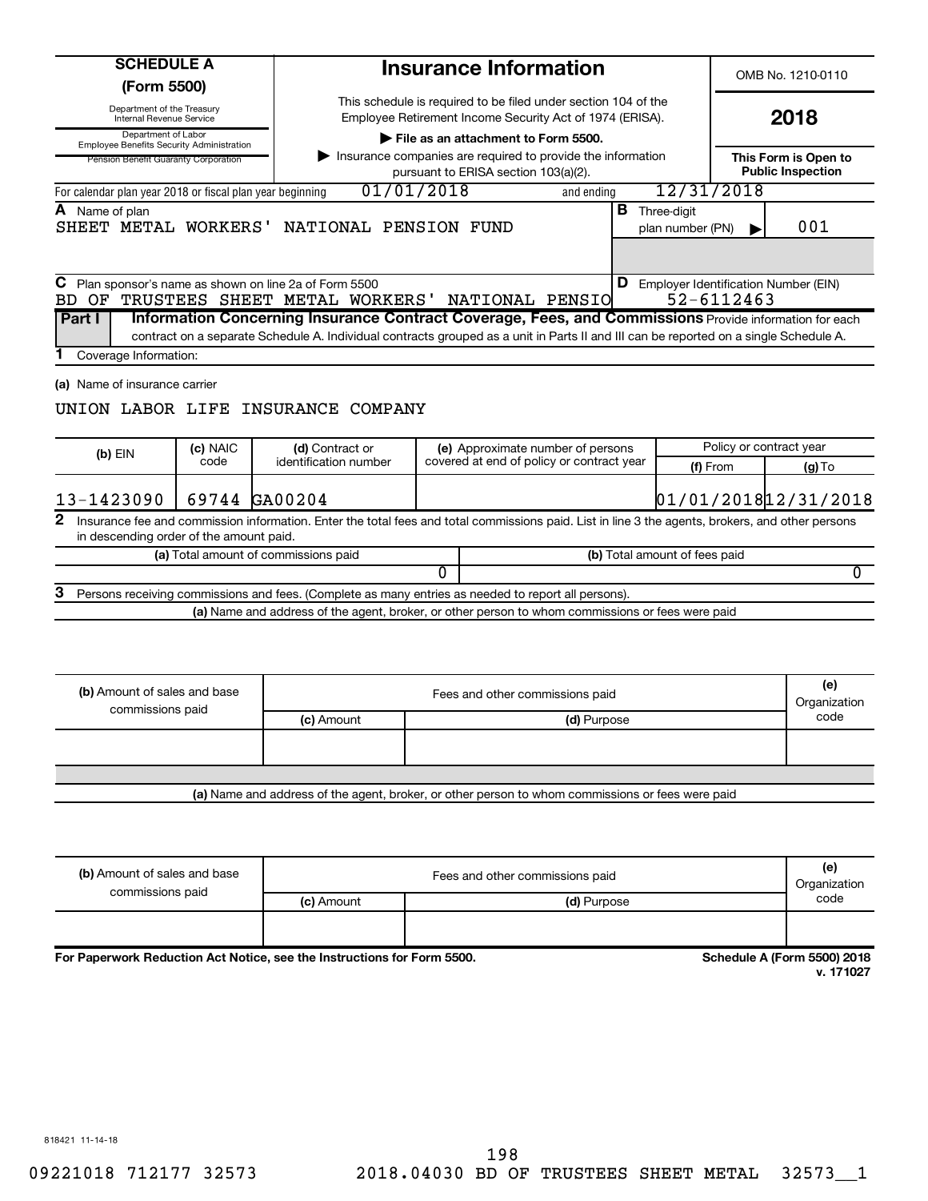**SCHEDULE A (Form 5500)**

Department of the Treasury
Internal Revenue Service

Department of Labor
Employee Benefits Security Administration

Pension Benefit Guaranty Corporation

# Insurance Information

This schedule is required to be filed under section 104 of the Employee Retirement Income Security Act of 1974 (ERISA).

▶ **File as an attachment to Form 5500.**

▶ Insurance companies are required to provide the information pursuant to ERISA section 103(a)(2).

OMB No. 1210-0110

**2018**

**This Form is Open to Public Inspection**

For calendar plan year 2018 or fiscal plan year beginning 01/01/2018 and ending 12/31/2018

**A** Name of plan
SHEET METAL WORKERS' NATIONAL PENSION FUND

**B** Three-digit plan number (PN) ▶ 001

**C** Plan sponsor's name as shown on line 2a of Form 5500
BD OF TRUSTEES SHEET METAL WORKERS' NATIONAL PENSIO

**D** Employer Identification Number (EIN)
52-6112463

**Part I** **Information Concerning Insurance Contract Coverage, Fees, and Commissions** Provide information for each contract on a separate Schedule A. Individual contracts grouped as a unit in Parts II and III can be reported on a single Schedule A.

**1** Coverage Information:

**(a)** Name of insurance carrier

UNION LABOR LIFE INSURANCE COMPANY

| **(b)** EIN | **(c)** NAIC code | **(d)** Contract or identification number | **(e)** Approximate number of persons covered at end of policy or contract year | Policy or contract year **(f)** From | **(g)** To |
|---|---|---|---|---|---|
| 13-1423090 | 69744 | GA00204 | | 01/01/2018 | 12/31/2018 |

**2** Insurance fee and commission information. Enter the total fees and total commissions paid. List in line 3 the agents, brokers, and other persons in descending order of the amount paid.

| **(a)** Total amount of commissions paid | **(b)** Total amount of fees paid |
|---|---|
| 0 | 0 |

**3** Persons receiving commissions and fees. (Complete as many entries as needed to report all persons).

**(a)** Name and address of the agent, broker, or other person to whom commissions or fees were paid

| **(b)** Amount of sales and base commissions paid | Fees and other commissions paid **(c)** Amount | **(d)** Purpose | **(e)** Organization code |
|---|---|---|---|
| | | | |

**(a)** Name and address of the agent, broker, or other person to whom commissions or fees were paid

| **(b)** Amount of sales and base commissions paid | Fees and other commissions paid **(c)** Amount | **(d)** Purpose | **(e)** Organization code |
|---|---|---|---|
| | | | |

**For Paperwork Reduction Act Notice, see the Instructions for Form 5500.**

**Schedule A (Form 5500) 2018**
**v. 171027**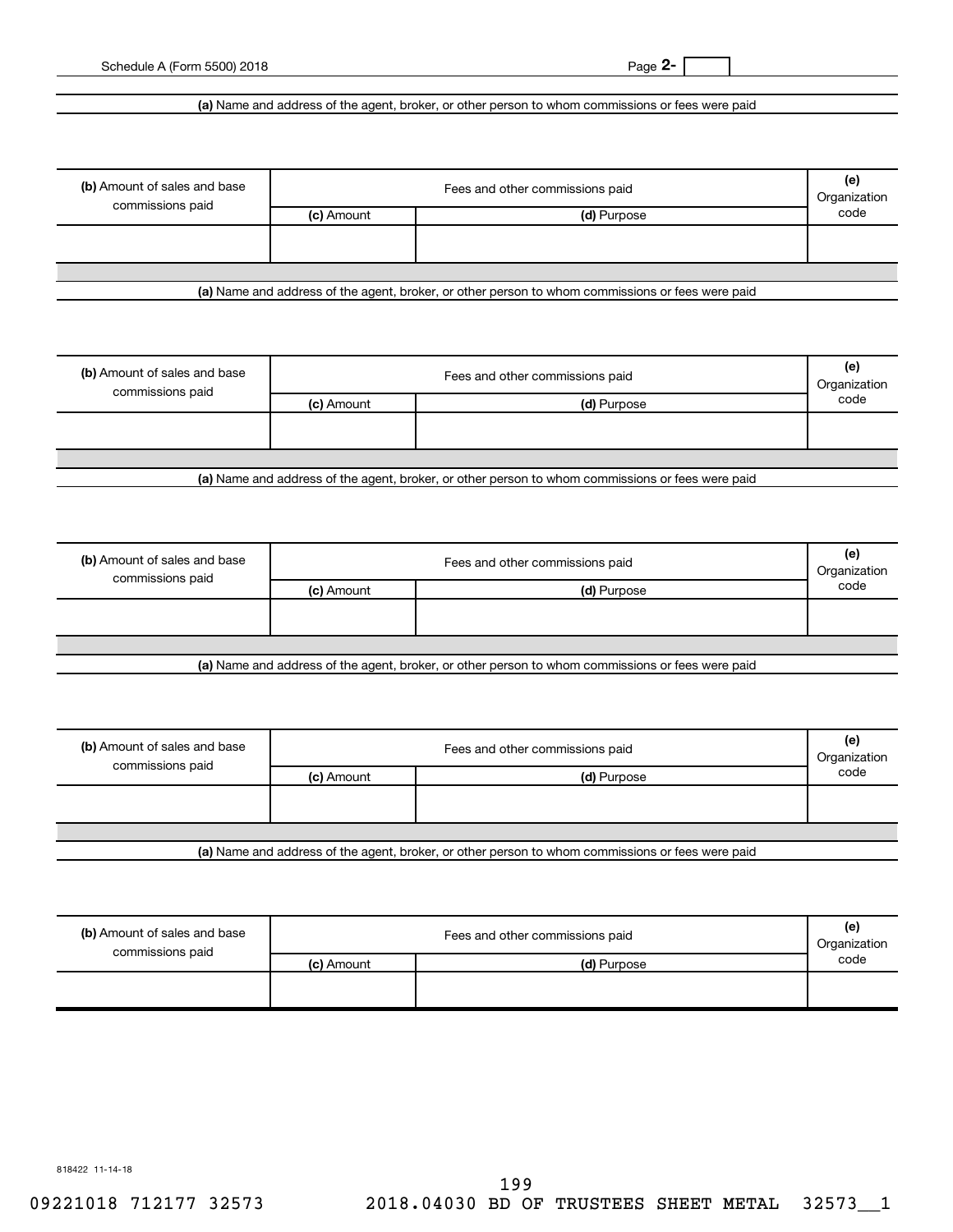Schedule A (Form 5500) 2018 Page 2-

**(a)** Name and address of the agent, broker, or other person to whom commissions or fees were paid

| (b) Amount of sales and base commissions paid | Fees and other commissions paid | | (e) Organization code |
|---|---|---|---|
| | (c) Amount | (d) Purpose | |
| | | | |

**(a)** Name and address of the agent, broker, or other person to whom commissions or fees were paid

| (b) Amount of sales and base commissions paid | Fees and other commissions paid | | (e) Organization code |
|---|---|---|---|
| | (c) Amount | (d) Purpose | |
| | | | |

**(a)** Name and address of the agent, broker, or other person to whom commissions or fees were paid

| (b) Amount of sales and base commissions paid | Fees and other commissions paid | | (e) Organization code |
|---|---|---|---|
| | (c) Amount | (d) Purpose | |
| | | | |

**(a)** Name and address of the agent, broker, or other person to whom commissions or fees were paid

| (b) Amount of sales and base commissions paid | Fees and other commissions paid | | (e) Organization code |
|---|---|---|---|
| | (c) Amount | (d) Purpose | |
| | | | |

**(a)** Name and address of the agent, broker, or other person to whom commissions or fees were paid

| (b) Amount of sales and base commissions paid | Fees and other commissions paid | | (e) Organization code |
|---|---|---|---|
| | (c) Amount | (d) Purpose | |
| | | | |

818422 11-14-18

09221018 712177 32573 2018.04030 BD OF TRUSTEES SHEET METAL 32573__1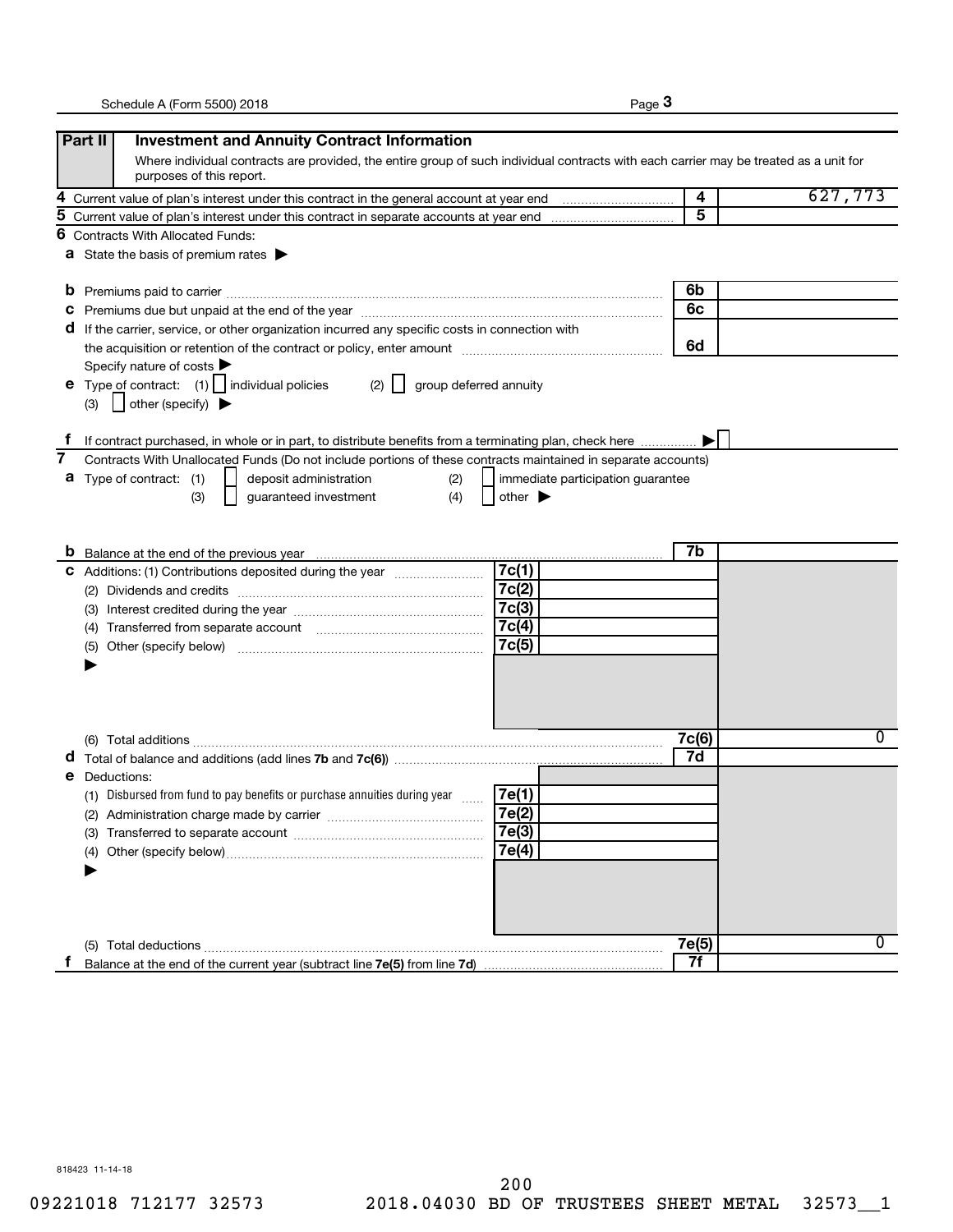## Part II Investment and Annuity Contract Information

Where individual contracts are provided, the entire group of such individual contracts with each carrier may be treated as a unit for purposes of this report.

| | | Line | Amount |
|---|---|---|---|
| **4** | Current value of plan's interest under this contract in the general account at year end | 4 | 627,773 |
| **5** | Current value of plan's interest under this contract in separate accounts at year end | 5 | |

**6** Contracts With Allocated Funds:

**a** State the basis of premium rates ▶

| | | Line | Amount |
|---|---|---|---|
| **b** | Premiums paid to carrier | 6b | |
| **c** | Premiums due but unpaid at the end of the year | 6c | |
| **d** | If the carrier, service, or other organization incurred any specific costs in connection with the acquisition or retention of the contract or policy, enter amount | 6d | |

Specify nature of costs ▶

**e** Type of contract: (1) ☐ individual policies (2) ☐ group deferred annuity
(3) ☐ other (specify) ▶

**f** If contract purchased, in whole or in part, to distribute benefits from a terminating plan, check here ▶ ☐

**7** Contracts With Unallocated Funds (Do not include portions of these contracts maintained in separate accounts)

**a** Type of contract: (1) ☐ deposit administration (2) ☐ immediate participation guarantee
(3) ☐ guaranteed investment (4) ☐ other ▶

| | | Line | Amount | Line | Amount |
|---|---|---|---|---|---|
| **b** | Balance at the end of the previous year | | | 7b | |
| **c** | Additions: (1) Contributions deposited during the year | 7c(1) | | | |
| | (2) Dividends and credits | 7c(2) | | | |
| | (3) Interest credited during the year | 7c(3) | | | |
| | (4) Transferred from separate account | 7c(4) | | | |
| | (5) Other (specify below) ▶ | 7c(5) | | | |
| | (6) Total additions | | | 7c(6) | 0 |
| **d** | Total of balance and additions (add lines **7b** and **7c(6)**) | | | 7d | |
| **e** | Deductions: | | | | |
| | (1) Disbursed from fund to pay benefits or purchase annuities during year | 7e(1) | | | |
| | (2) Administration charge made by carrier | 7e(2) | | | |
| | (3) Transferred to separate account | 7e(3) | | | |
| | (4) Other (specify below) ▶ | 7e(4) | | | |
| | (5) Total deductions | | | 7e(5) | 0 |
| **f** | Balance at the end of the current year (subtract line **7e(5)** from line **7d**) | | | 7f | |

818423 11-14-18

09221018 712177 32573 2018.04030 BD OF TRUSTEES SHEET METAL 32573__1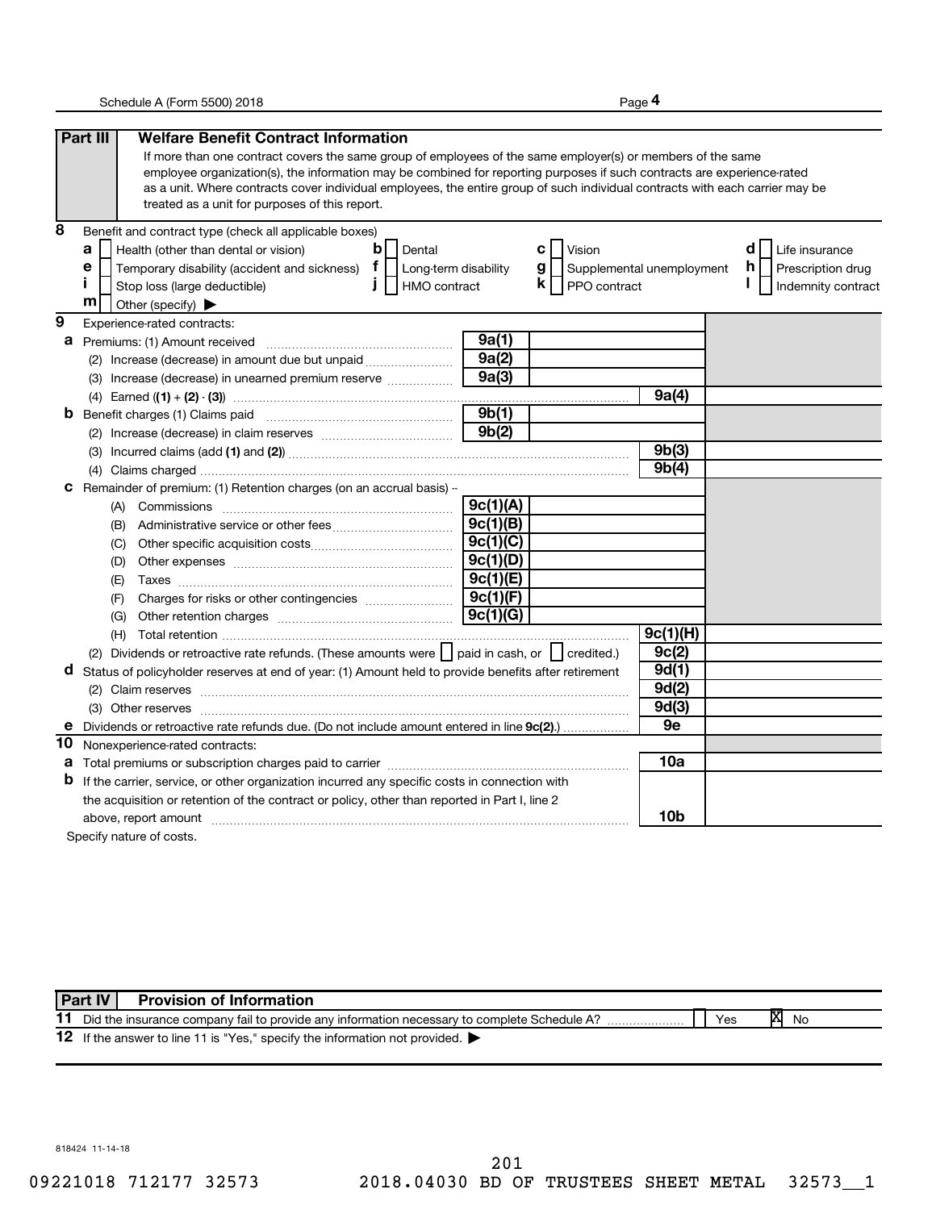## Part III Welfare Benefit Contract Information

If more than one contract covers the same group of employees of the same employer(s) or members of the same employee organization(s), the information may be combined for reporting purposes if such contracts are experience-rated as a unit. Where contracts cover individual employees, the entire group of such individual contracts with each carrier may be treated as a unit for purposes of this report.

**8** Benefit and contract type (check all applicable boxes)

| | | | |
|---|---|---|---|
| **a** ☐ Health (other than dental or vision) | **b** ☐ Dental | **c** ☐ Vision | **d** ☐ Life insurance |
| **e** ☐ Temporary disability (accident and sickness) | **f** ☐ Long-term disability | **g** ☐ Supplemental unemployment | **h** ☐ Prescription drug |
| **i** ☐ Stop loss (large deductible) | **j** ☐ HMO contract | **k** ☐ PPO contract | **l** ☐ Indemnity contract |
| **m** ☐ Other (specify) ▶ | | | |

**9** Experience-rated contracts:

| Line | Description | | | |
|---|---|---|---|---|
| **a** | Premiums: (1) Amount received | 9a(1) | | |
| | (2) Increase (decrease) in amount due but unpaid | 9a(2) | | |
| | (3) Increase (decrease) in unearned premium reserve | 9a(3) | | |
| | (4) Earned ((1) + (2) - (3)) | | 9a(4) | |
| **b** | Benefit charges (1) Claims paid | 9b(1) | | |
| | (2) Increase (decrease) in claim reserves | 9b(2) | | |
| | (3) Incurred claims (add (1) and (2)) | | 9b(3) | |
| | (4) Claims charged | | 9b(4) | |
| **c** | Remainder of premium: (1) Retention charges (on an accrual basis) -- | | | |
| | (A) Commissions | 9c(1)(A) | | |
| | (B) Administrative service or other fees | 9c(1)(B) | | |
| | (C) Other specific acquisition costs | 9c(1)(C) | | |
| | (D) Other expenses | 9c(1)(D) | | |
| | (E) Taxes | 9c(1)(E) | | |
| | (F) Charges for risks or other contingencies | 9c(1)(F) | | |
| | (G) Other retention charges | 9c(1)(G) | | |
| | (H) Total retention | | 9c(1)(H) | |
| | (2) Dividends or retroactive rate refunds. (These amounts were ☐ paid in cash, or ☐ credited.) | | 9c(2) | |
| **d** | Status of policyholder reserves at end of year: (1) Amount held to provide benefits after retirement | | 9d(1) | |
| | (2) Claim reserves | | 9d(2) | |
| | (3) Other reserves | | 9d(3) | |
| **e** | Dividends or retroactive rate refunds due. (Do not include amount entered in line 9c(2).) | | 9e | |

**10** Nonexperience-rated contracts:

| Line | Description | | |
|---|---|---|---|
| **a** | Total premiums or subscription charges paid to carrier | 10a | |
| **b** | If the carrier, service, or other organization incurred any specific costs in connection with the acquisition or retention of the contract or policy, other than reported in Part I, line 2 above, report amount | 10b | |

Specify nature of costs.

## Part IV Provision of Information

**11** Did the insurance company fail to provide any information necessary to complete Schedule A? ☐ Yes ☒ No

**12** If the answer to line 11 is "Yes," specify the information not provided. ▶

818424 11-14-18

09221018 712177 32573 2018.04030 BD OF TRUSTEES SHEET METAL 32573__1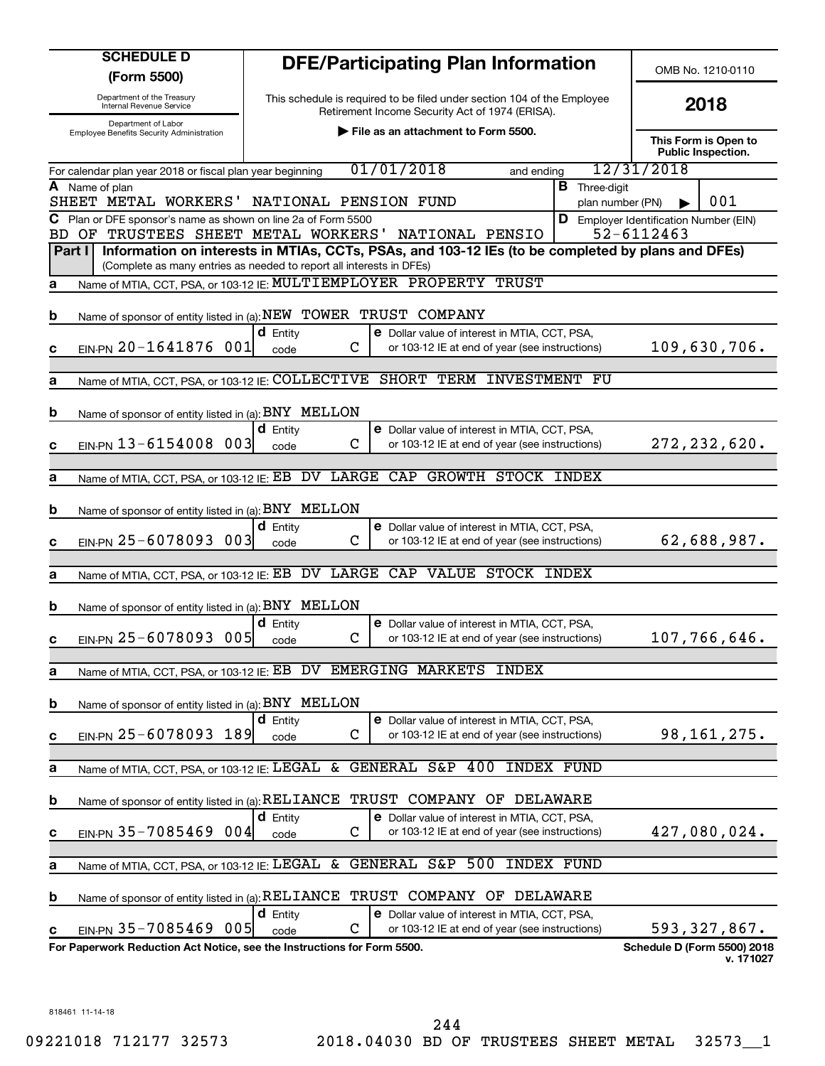# SCHEDULE D (Form 5500)

Department of the Treasury
Internal Revenue Service

Department of Labor
Employee Benefits Security Administration

## DFE/Participating Plan Information

This schedule is required to be filed under section 104 of the Employee Retirement Income Security Act of 1974 (ERISA).

▶ File as an attachment to Form 5500.

OMB No. 1210-0110

**2018**

**This Form is Open to Public Inspection.**

For calendar plan year 2018 or fiscal plan year beginning 01/01/2018 and ending 12/31/2018

**A** Name of plan: SHEET METAL WORKERS' NATIONAL PENSION FUND

**B** Three-digit plan number (PN) ▶ 001

**C** Plan or DFE sponsor's name as shown on line 2a of Form 5500: BD OF TRUSTEES SHEET METAL WORKERS' NATIONAL PENSIO

**D** Employer Identification Number (EIN): 52-6112463

### Part I Information on interests in MTIAs, CCTs, PSAs, and 103-12 IEs (to be completed by plans and DFEs)

(Complete as many entries as needed to report all interests in DFEs)

**a** Name of MTIA, CCT, PSA, or 103-12 IE: MULTIEMPLOYER PROPERTY TRUST

**b** Name of sponsor of entity listed in (a): NEW TOWER TRUST COMPANY

**c** EIN-PN 20-1641876 001 **d** Entity code C **e** Dollar value of interest in MTIA, CCT, PSA, or 103-12 IE at end of year (see instructions) 109,630,706.

**a** Name of MTIA, CCT, PSA, or 103-12 IE: COLLECTIVE SHORT TERM INVESTMENT FU

**b** Name of sponsor of entity listed in (a): BNY MELLON

**c** EIN-PN 13-6154008 003 **d** Entity code C **e** Dollar value of interest in MTIA, CCT, PSA, or 103-12 IE at end of year (see instructions) 272,232,620.

**a** Name of MTIA, CCT, PSA, or 103-12 IE: EB DV LARGE CAP GROWTH STOCK INDEX

**b** Name of sponsor of entity listed in (a): BNY MELLON

**c** EIN-PN 25-6078093 003 **d** Entity code C **e** Dollar value of interest in MTIA, CCT, PSA, or 103-12 IE at end of year (see instructions) 62,688,987.

**a** Name of MTIA, CCT, PSA, or 103-12 IE: EB DV LARGE CAP VALUE STOCK INDEX

**b** Name of sponsor of entity listed in (a): BNY MELLON

**c** EIN-PN 25-6078093 005 **d** Entity code C **e** Dollar value of interest in MTIA, CCT, PSA, or 103-12 IE at end of year (see instructions) 107,766,646.

**a** Name of MTIA, CCT, PSA, or 103-12 IE: EB DV EMERGING MARKETS INDEX

**b** Name of sponsor of entity listed in (a): BNY MELLON

**c** EIN-PN 25-6078093 189 **d** Entity code C **e** Dollar value of interest in MTIA, CCT, PSA, or 103-12 IE at end of year (see instructions) 98,161,275.

**a** Name of MTIA, CCT, PSA, or 103-12 IE: LEGAL & GENERAL S&P 400 INDEX FUND

**b** Name of sponsor of entity listed in (a): RELIANCE TRUST COMPANY OF DELAWARE

**c** EIN-PN 35-7085469 004 **d** Entity code C **e** Dollar value of interest in MTIA, CCT, PSA, or 103-12 IE at end of year (see instructions) 427,080,024.

**a** Name of MTIA, CCT, PSA, or 103-12 IE: LEGAL & GENERAL S&P 500 INDEX FUND

**b** Name of sponsor of entity listed in (a): RELIANCE TRUST COMPANY OF DELAWARE

**c** EIN-PN 35-7085469 005 **d** Entity code C **e** Dollar value of interest in MTIA, CCT, PSA, or 103-12 IE at end of year (see instructions) 593,327,867.

**For Paperwork Reduction Act Notice, see the Instructions for Form 5500.** **Schedule D (Form 5500) 2018** v. 171027

818461 11-14-18

09221018 712177 32573 2018.04030 BD OF TRUSTEES SHEET METAL 32573__1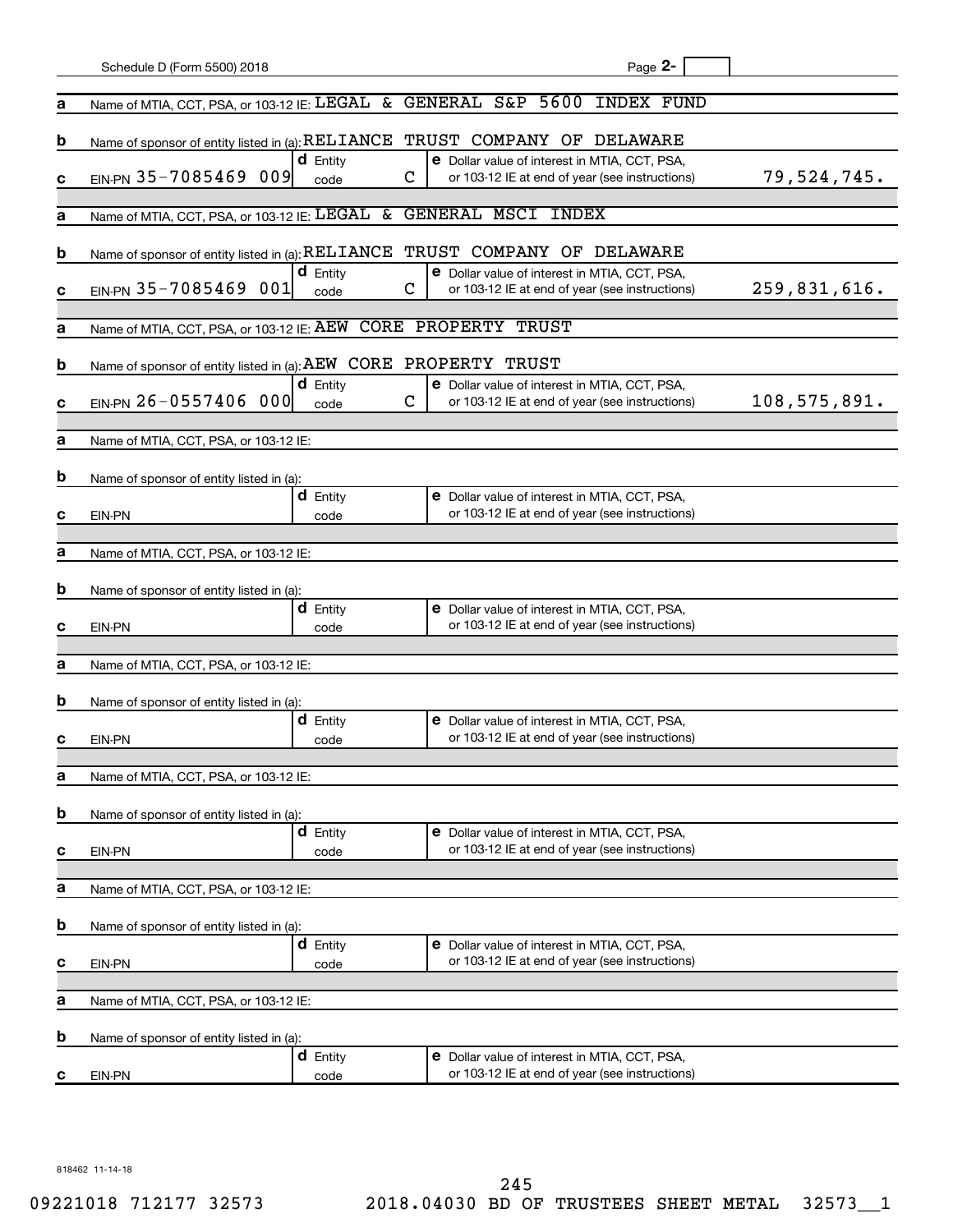Schedule D (Form 5500) 2018 Page **2-**

| | | | |
|---|---|---|---|
| **a** | Name of MTIA, CCT, PSA, or 103-12 IE: LEGAL & GENERAL S&P 5600 INDEX FUND | | |
| **b** | Name of sponsor of entity listed in (a): RELIANCE TRUST COMPANY OF DELAWARE | | |
| **c** | EIN-PN 35-7085469 009 | **d** Entity code C | **e** Dollar value of interest in MTIA, CCT, PSA, or 103-12 IE at end of year (see instructions) 79,524,745. |
| **a** | Name of MTIA, CCT, PSA, or 103-12 IE: LEGAL & GENERAL MSCI INDEX | | |
| **b** | Name of sponsor of entity listed in (a): RELIANCE TRUST COMPANY OF DELAWARE | | |
| **c** | EIN-PN 35-7085469 001 | **d** Entity code C | **e** Dollar value of interest in MTIA, CCT, PSA, or 103-12 IE at end of year (see instructions) 259,831,616. |
| **a** | Name of MTIA, CCT, PSA, or 103-12 IE: AEW CORE PROPERTY TRUST | | |
| **b** | Name of sponsor of entity listed in (a): AEW CORE PROPERTY TRUST | | |
| **c** | EIN-PN 26-0557406 000 | **d** Entity code C | **e** Dollar value of interest in MTIA, CCT, PSA, or 103-12 IE at end of year (see instructions) 108,575,891. |
| **a** | Name of MTIA, CCT, PSA, or 103-12 IE: | | |
| **b** | Name of sponsor of entity listed in (a): | | |
| **c** | EIN-PN | **d** Entity code | **e** Dollar value of interest in MTIA, CCT, PSA, or 103-12 IE at end of year (see instructions) |
| **a** | Name of MTIA, CCT, PSA, or 103-12 IE: | | |
| **b** | Name of sponsor of entity listed in (a): | | |
| **c** | EIN-PN | **d** Entity code | **e** Dollar value of interest in MTIA, CCT, PSA, or 103-12 IE at end of year (see instructions) |
| **a** | Name of MTIA, CCT, PSA, or 103-12 IE: | | |
| **b** | Name of sponsor of entity listed in (a): | | |
| **c** | EIN-PN | **d** Entity code | **e** Dollar value of interest in MTIA, CCT, PSA, or 103-12 IE at end of year (see instructions) |
| **a** | Name of MTIA, CCT, PSA, or 103-12 IE: | | |
| **b** | Name of sponsor of entity listed in (a): | | |
| **c** | EIN-PN | **d** Entity code | **e** Dollar value of interest in MTIA, CCT, PSA, or 103-12 IE at end of year (see instructions) |
| **a** | Name of MTIA, CCT, PSA, or 103-12 IE: | | |
| **b** | Name of sponsor of entity listed in (a): | | |
| **c** | EIN-PN | **d** Entity code | **e** Dollar value of interest in MTIA, CCT, PSA, or 103-12 IE at end of year (see instructions) |
| **a** | Name of MTIA, CCT, PSA, or 103-12 IE: | | |
| **b** | Name of sponsor of entity listed in (a): | | |
| **c** | EIN-PN | **d** Entity code | **e** Dollar value of interest in MTIA, CCT, PSA, or 103-12 IE at end of year (see instructions) |

818462 11-14-18

09221018 712177 32573 2018.04030 BD OF TRUSTEES SHEET METAL 32573__1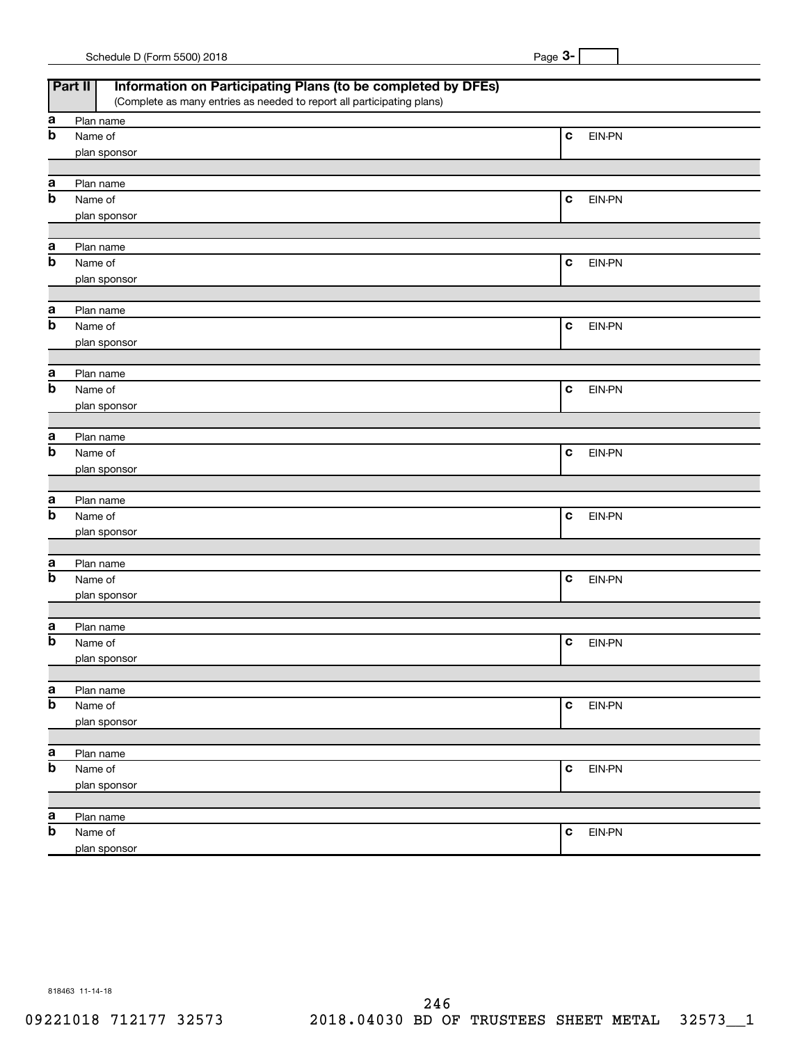## Part II Information on Participating Plans (to be completed by DFEs)

(Complete as many entries as needed to report all participating plans)

| | | | |
|---|---|---|---|
| **a** | Plan name | | |
| **b** | Name of plan sponsor | **c** | EIN-PN |
| **a** | Plan name | | |
| **b** | Name of plan sponsor | **c** | EIN-PN |
| **a** | Plan name | | |
| **b** | Name of plan sponsor | **c** | EIN-PN |
| **a** | Plan name | | |
| **b** | Name of plan sponsor | **c** | EIN-PN |
| **a** | Plan name | | |
| **b** | Name of plan sponsor | **c** | EIN-PN |
| **a** | Plan name | | |
| **b** | Name of plan sponsor | **c** | EIN-PN |
| **a** | Plan name | | |
| **b** | Name of plan sponsor | **c** | EIN-PN |
| **a** | Plan name | | |
| **b** | Name of plan sponsor | **c** | EIN-PN |
| **a** | Plan name | | |
| **b** | Name of plan sponsor | **c** | EIN-PN |
| **a** | Plan name | | |
| **b** | Name of plan sponsor | **c** | EIN-PN |
| **a** | Plan name | | |
| **b** | Name of plan sponsor | **c** | EIN-PN |
| **a** | Plan name | | |
| **b** | Name of plan sponsor | **c** | EIN-PN |

818463 11-14-18

09221018 712177 32573 2018.04030 BD OF TRUSTEES SHEET METAL 32573__1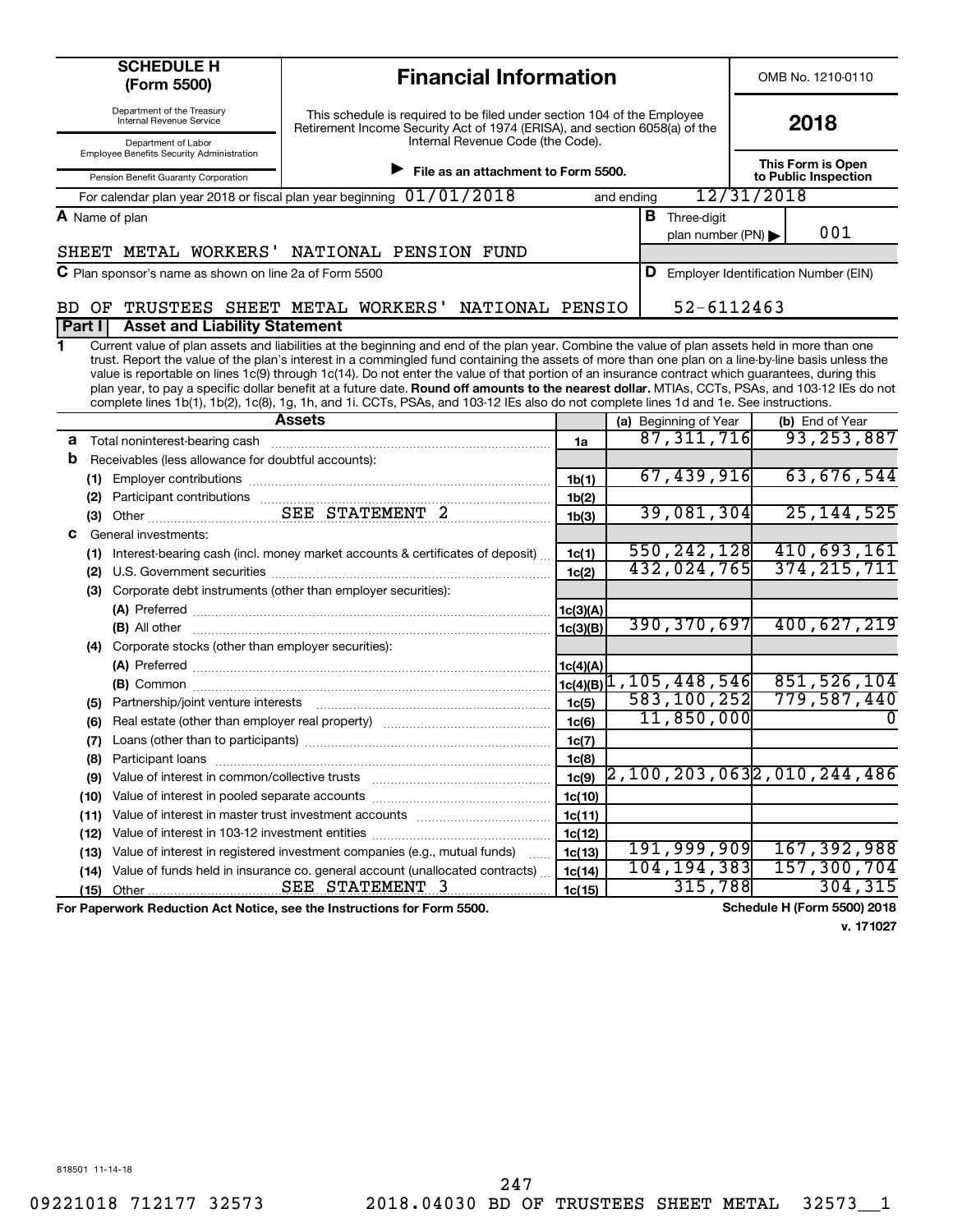# SCHEDULE H (Form 5500)

## Financial Information

OMB No. 1210-0110

**2018**

Department of the Treasury
Internal Revenue Service

Department of Labor
Employee Benefits Security Administration

Pension Benefit Guaranty Corporation

This schedule is required to be filed under section 104 of the Employee Retirement Income Security Act of 1974 (ERISA), and section 6058(a) of the Internal Revenue Code (the Code).

▶ **File as an attachment to Form 5500.**

**This Form is Open to Public Inspection**

For calendar plan year 2018 or fiscal plan year beginning 01/01/2018 and ending 12/31/2018

**A** Name of plan
SHEET METAL WORKERS' NATIONAL PENSION FUND

**B** Three-digit plan number (PN) ▶ 001

**C** Plan sponsor's name as shown on line 2a of Form 5500
BD OF TRUSTEES SHEET METAL WORKERS' NATIONAL PENSIO

**D** Employer Identification Number (EIN)
52-6112463

### Part I — Asset and Liability Statement

**1** Current value of plan assets and liabilities at the beginning and end of the plan year. Combine the value of plan assets held in more than one trust. Report the value of the plan's interest in a commingled fund containing the assets of more than one plan on a line-by-line basis unless the value is reportable on lines 1c(9) through 1c(14). Do not enter the value of that portion of an insurance contract which guarantees, during this plan year, to pay a specific dollar benefit at a future date. **Round off amounts to the nearest dollar.** MTIAs, CCTs, PSAs, and 103-12 IEs do not complete lines 1b(1), 1b(2), 1c(8), 1g, 1h, and 1i. CCTs, PSAs, and 103-12 IEs also do not complete lines 1d and 1e. See instructions.

| Assets | | (a) Beginning of Year | (b) End of Year |
|---|---|---|---|
| **a** Total noninterest-bearing cash | 1a | 87,311,716 | 93,253,887 |
| **b** Receivables (less allowance for doubtful accounts): | | | |
| (1) Employer contributions | 1b(1) | 67,439,916 | 63,676,544 |
| (2) Participant contributions | 1b(2) | | |
| (3) Other SEE STATEMENT 2 | 1b(3) | 39,081,304 | 25,144,525 |
| **c** General investments: | | | |
| (1) Interest-bearing cash (incl. money market accounts & certificates of deposit) | 1c(1) | 550,242,128 | 410,693,161 |
| (2) U.S. Government securities | 1c(2) | 432,024,765 | 374,215,711 |
| (3) Corporate debt instruments (other than employer securities): | | | |
| (A) Preferred | 1c(3)(A) | | |
| (B) All other | 1c(3)(B) | 390,370,697 | 400,627,219 |
| (4) Corporate stocks (other than employer securities): | | | |
| (A) Preferred | 1c(4)(A) | | |
| (B) Common | 1c(4)(B) | 1,105,448,546 | 851,526,104 |
| (5) Partnership/joint venture interests | 1c(5) | 583,100,252 | 779,587,440 |
| (6) Real estate (other than employer real property) | 1c(6) | 11,850,000 | 0 |
| (7) Loans (other than to participants) | 1c(7) | | |
| (8) Participant loans | 1c(8) | | |
| (9) Value of interest in common/collective trusts | 1c(9) | 2,100,203,063 | 2,010,244,486 |
| (10) Value of interest in pooled separate accounts | 1c(10) | | |
| (11) Value of interest in master trust investment accounts | 1c(11) | | |
| (12) Value of interest in 103-12 investment entities | 1c(12) | | |
| (13) Value of interest in registered investment companies (e.g., mutual funds) | 1c(13) | 191,999,909 | 167,392,988 |
| (14) Value of funds held in insurance co. general account (unallocated contracts) | 1c(14) | 104,194,383 | 157,300,704 |
| (15) Other SEE STATEMENT 3 | 1c(15) | 315,788 | 304,315 |

**For Paperwork Reduction Act Notice, see the Instructions for Form 5500.**

**Schedule H (Form 5500) 2018**
**v. 171027**

818501 11-14-18

09221018 712177 32573 2018.04030 BD OF TRUSTEES SHEET METAL 32573__1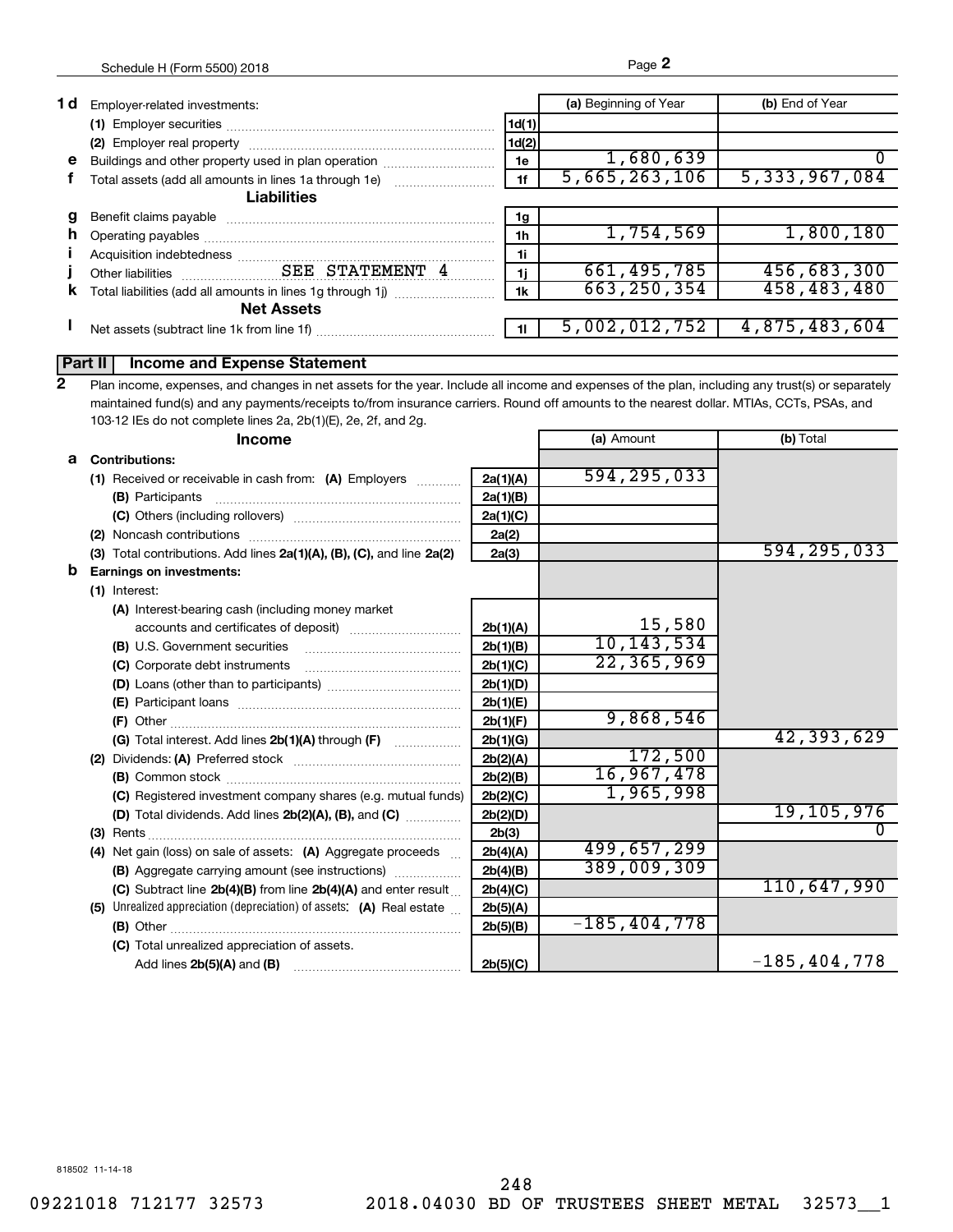| | | | (a) Beginning of Year | (b) End of Year |
|---|---|---|---|---|
| **1 d** | Employer-related investments: | | | |
| | (1) Employer securities | 1d(1) | | |
| | (2) Employer real property | 1d(2) | | |
| **e** | Buildings and other property used in plan operation | 1e | 1,680,639 | 0 |
| **f** | Total assets (add all amounts in lines 1a through 1e) | 1f | 5,665,263,106 | 5,333,967,084 |
| | **Liabilities** | | | |
| **g** | Benefit claims payable | 1g | | |
| **h** | Operating payables | 1h | 1,754,569 | 1,800,180 |
| **i** | Acquisition indebtedness | 1i | | |
| **j** | Other liabilities SEE STATEMENT 4 | 1j | 661,495,785 | 456,683,300 |
| **k** | Total liabilities (add all amounts in lines 1g through 1j) | 1k | 663,250,354 | 458,483,480 |
| | **Net Assets** | | | |
| **l** | Net assets (subtract line 1k from line 1f) | 1l | 5,002,012,752 | 4,875,483,604 |

## Part II Income and Expense Statement

**2** Plan income, expenses, and changes in net assets for the year. Include all income and expenses of the plan, including any trust(s) or separately maintained fund(s) and any payments/receipts to/from insurance carriers. Round off amounts to the nearest dollar. MTIAs, CCTs, PSAs, and 103-12 IEs do not complete lines 2a, 2b(1)(E), 2e, 2f, and 2g.

| | Income | | (a) Amount | (b) Total |
|---|---|---|---|---|
| **a** | **Contributions:** | | | |
| | (1) Received or receivable in cash from: (A) Employers | 2a(1)(A) | 594,295,033 | |
| | (B) Participants | 2a(1)(B) | | |
| | (C) Others (including rollovers) | 2a(1)(C) | | |
| | (2) Noncash contributions | 2a(2) | | |
| | (3) Total contributions. Add lines 2a(1)(A), (B), (C), and line 2a(2) | 2a(3) | | 594,295,033 |
| **b** | **Earnings on investments:** | | | |
| | (1) Interest: | | | |
| | (A) Interest-bearing cash (including money market accounts and certificates of deposit) | 2b(1)(A) | 15,580 | |
| | (B) U.S. Government securities | 2b(1)(B) | 10,143,534 | |
| | (C) Corporate debt instruments | 2b(1)(C) | 22,365,969 | |
| | (D) Loans (other than to participants) | 2b(1)(D) | | |
| | (E) Participant loans | 2b(1)(E) | | |
| | (F) Other | 2b(1)(F) | 9,868,546 | |
| | (G) Total interest. Add lines 2b(1)(A) through (F) | 2b(1)(G) | | 42,393,629 |
| | (2) Dividends: (A) Preferred stock | 2b(2)(A) | 172,500 | |
| | (B) Common stock | 2b(2)(B) | 16,967,478 | |
| | (C) Registered investment company shares (e.g. mutual funds) | 2b(2)(C) | 1,965,998 | |
| | (D) Total dividends. Add lines 2b(2)(A), (B), and (C) | 2b(2)(D) | | 19,105,976 |
| | (3) Rents | 2b(3) | | 0 |
| | (4) Net gain (loss) on sale of assets: (A) Aggregate proceeds | 2b(4)(A) | 499,657,299 | |
| | (B) Aggregate carrying amount (see instructions) | 2b(4)(B) | 389,009,309 | |
| | (C) Subtract line 2b(4)(B) from line 2b(4)(A) and enter result | 2b(4)(C) | | 110,647,990 |
| | (5) Unrealized appreciation (depreciation) of assets: (A) Real estate | 2b(5)(A) | | |
| | (B) Other | 2b(5)(B) | -185,404,778 | |
| | (C) Total unrealized appreciation of assets. Add lines 2b(5)(A) and (B) | 2b(5)(C) | | -185,404,778 |

818502 11-14-18

09221018 712177 32573 2018.04030 BD OF TRUSTEES SHEET METAL 32573__1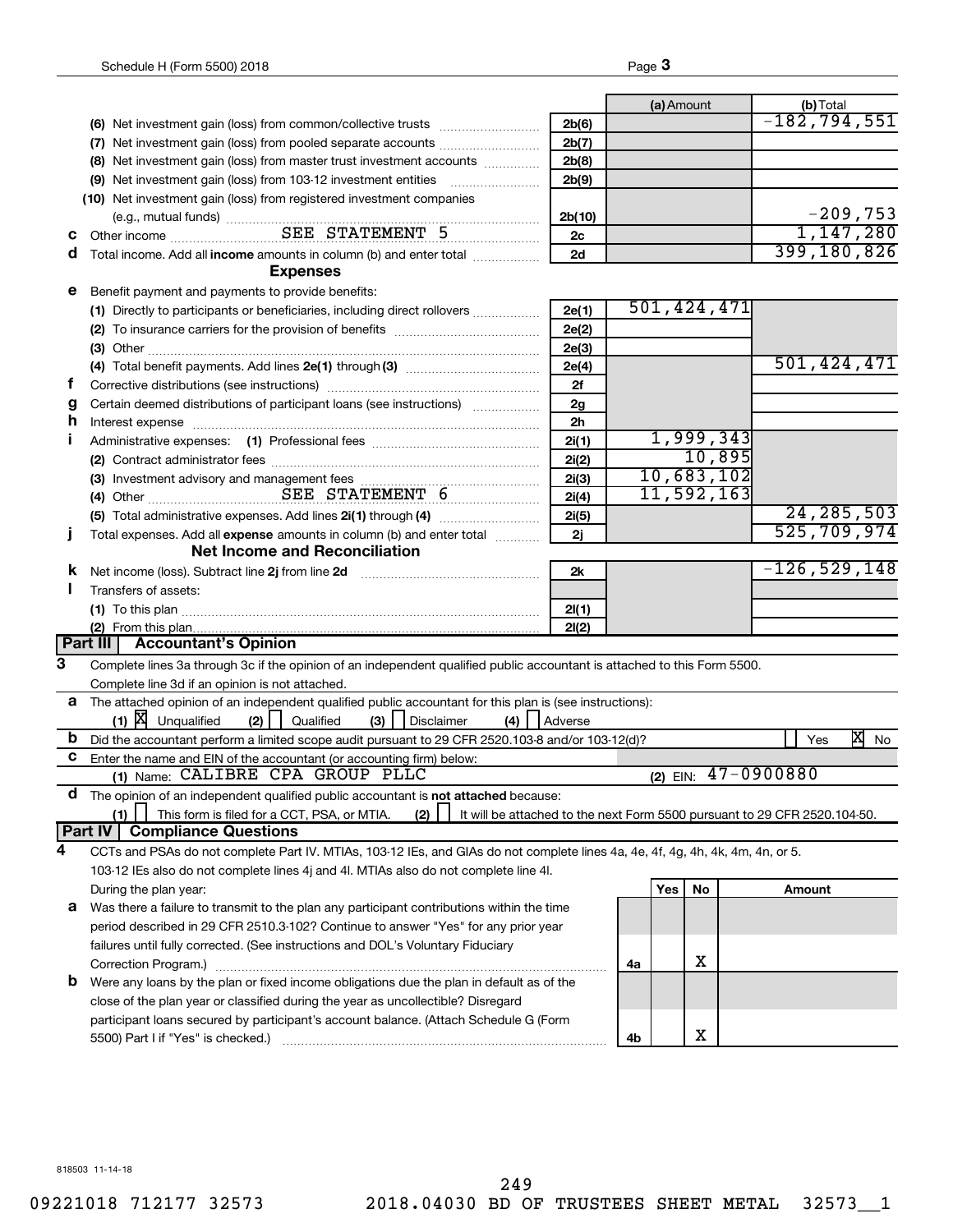| | | | (a) Amount | (b) Total |
|---|---|---|---|---|
| | (6) Net investment gain (loss) from common/collective trusts | 2b(6) | | -182,794,551 |
| | (7) Net investment gain (loss) from pooled separate accounts | 2b(7) | | |
| | (8) Net investment gain (loss) from master trust investment accounts | 2b(8) | | |
| | (9) Net investment gain (loss) from 103-12 investment entities | 2b(9) | | |
| | (10) Net investment gain (loss) from registered investment companies (e.g., mutual funds) | 2b(10) | | -209,753 |
| c | Other income SEE STATEMENT 5 | 2c | | 1,147,280 |
| d | Total income. Add all **income** amounts in column (b) and enter total | 2d | | 399,180,826 |
| | **Expenses** | | | |
| e | Benefit payment and payments to provide benefits: | | | |
| | (1) Directly to participants or beneficiaries, including direct rollovers | 2e(1) | 501,424,471 | |
| | (2) To insurance carriers for the provision of benefits | 2e(2) | | |
| | (3) Other | 2e(3) | | |
| | (4) Total benefit payments. Add lines 2e(1) through (3) | 2e(4) | | 501,424,471 |
| f | Corrective distributions (see instructions) | 2f | | |
| g | Certain deemed distributions of participant loans (see instructions) | 2g | | |
| h | Interest expense | 2h | | |
| i | Administrative expenses: (1) Professional fees | 2i(1) | 1,999,343 | |
| | (2) Contract administrator fees | 2i(2) | 10,895 | |
| | (3) Investment advisory and management fees | 2i(3) | 10,683,102 | |
| | (4) Other SEE STATEMENT 6 | 2i(4) | 11,592,163 | |
| | (5) Total administrative expenses. Add lines 2i(1) through (4) | 2i(5) | | 24,285,503 |
| j | Total expenses. Add all **expense** amounts in column (b) and enter total | 2j | | 525,709,974 |
| | **Net Income and Reconciliation** | | | |
| k | Net income (loss). Subtract line **2j** from line **2d** | 2k | | -126,529,148 |
| l | Transfers of assets: | | | |
| | (1) To this plan | 2l(1) | | |
| | (2) From this plan | 2l(2) | | |

**Part III Accountant's Opinion**

**3** Complete lines 3a through 3c if the opinion of an independent qualified public accountant is attached to this Form 5500. Complete line 3d if an opinion is not attached.

**a** The attached opinion of an independent qualified public accountant for this plan is (see instructions):
(1) [X] Unqualified (2) [ ] Qualified (3) [ ] Disclaimer (4) [ ] Adverse

**b** Did the accountant perform a limited scope audit pursuant to 29 CFR 2520.103-8 and/or 103-12(d)? [ ] Yes [X] No

**c** Enter the name and EIN of the accountant (or accounting firm) below:
(1) Name: CALIBRE CPA GROUP PLLC (2) EIN: 47-0900880

**d** The opinion of an independent qualified public accountant is **not attached** because:
(1) [ ] This form is filed for a CCT, PSA, or MTIA. (2) [ ] It will be attached to the next Form 5500 pursuant to 29 CFR 2520.104-50.

**Part IV Compliance Questions**

**4** CCTs and PSAs do not complete Part IV. MTIAs, 103-12 IEs, and GIAs do not complete lines 4a, 4e, 4f, 4g, 4h, 4k, 4m, 4n, or 5. 103-12 IEs also do not complete lines 4j and 4l. MTIAs also do not complete line 4l.

| | During the plan year: | | Yes | No | Amount |
|---|---|---|---|---|---|
| a | Was there a failure to transmit to the plan any participant contributions within the time period described in 29 CFR 2510.3-102? Continue to answer "Yes" for any prior year failures until fully corrected. (See instructions and DOL's Voluntary Fiduciary Correction Program.) | 4a | | X | |
| b | Were any loans by the plan or fixed income obligations due the plan in default as of the close of the plan year or classified during the year as uncollectible? Disregard participant loans secured by participant's account balance. (Attach Schedule G (Form 5500) Part I if "Yes" is checked.) | 4b | | X | |

818503 11-14-18

09221018 712177 32573 2018.04030 BD OF TRUSTEES SHEET METAL 32573__1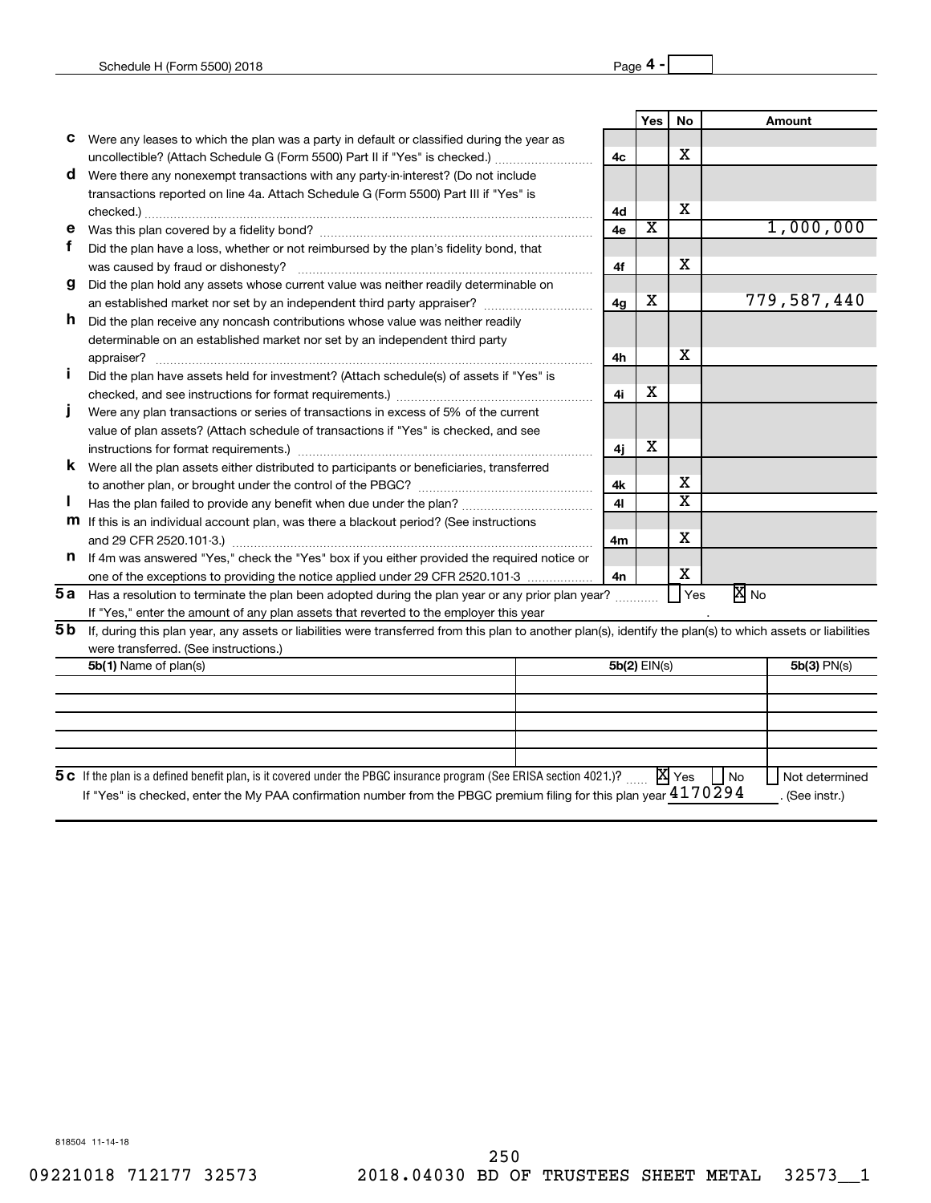| | | | Yes | No | Amount |
|---|---|---|---|---|---|
| **c** | Were any leases to which the plan was a party in default or classified during the year as uncollectible? (Attach Schedule G (Form 5500) Part II if "Yes" is checked.) | 4c | | X | |
| **d** | Were there any nonexempt transactions with any party-in-interest? (Do not include transactions reported on line 4a. Attach Schedule G (Form 5500) Part III if "Yes" is checked.) | 4d | | X | |
| **e** | Was this plan covered by a fidelity bond? | 4e | X | | 1,000,000 |
| **f** | Did the plan have a loss, whether or not reimbursed by the plan's fidelity bond, that was caused by fraud or dishonesty? | 4f | | X | |
| **g** | Did the plan hold any assets whose current value was neither readily determinable on an established market nor set by an independent third party appraiser? | 4g | X | | 779,587,440 |
| **h** | Did the plan receive any noncash contributions whose value was neither readily determinable on an established market nor set by an independent third party appraiser? | 4h | | X | |
| **i** | Did the plan have assets held for investment? (Attach schedule(s) of assets if "Yes" is checked, and see instructions for format requirements.) | 4i | X | | |
| **j** | Were any plan transactions or series of transactions in excess of 5% of the current value of plan assets? (Attach schedule of transactions if "Yes" is checked, and see instructions for format requirements.) | 4j | X | | |
| **k** | Were all the plan assets either distributed to participants or beneficiaries, transferred to another plan, or brought under the control of the PBGC? | 4k | | X | |
| **l** | Has the plan failed to provide any benefit when due under the plan? | 4l | | X | |
| **m** | If this is an individual account plan, was there a blackout period? (See instructions and 29 CFR 2520.101-3.) | 4m | | X | |
| **n** | If 4m was answered "Yes," check the "Yes" box if you either provided the required notice or one of the exceptions to providing the notice applied under 29 CFR 2520.101-3 | 4n | | X | |

**5a** Has a resolution to terminate the plan been adopted during the plan year or any prior plan year? ☐ Yes ☒ No

If "Yes," enter the amount of any plan assets that reverted to the employer this year

**5b** If, during this plan year, any assets or liabilities were transferred from this plan to another plan(s), identify the plan(s) to which assets or liabilities were transferred. (See instructions.)

| 5b(1) Name of plan(s) | 5b(2) EIN(s) | 5b(3) PN(s) |
|---|---|---|
| | | |
| | | |
| | | |
| | | |

**5c** If the plan is a defined benefit plan, is it covered under the PBGC insurance program (See ERISA section 4021.)? ☒ Yes ☐ No ☐ Not determined

If "Yes" is checked, enter the My PAA confirmation number from the PBGC premium filing for this plan year 4170294. (See instr.)

818504 11-14-18

09221018 712177 32573 2018.04030 BD OF TRUSTEES SHEET METAL 32573__1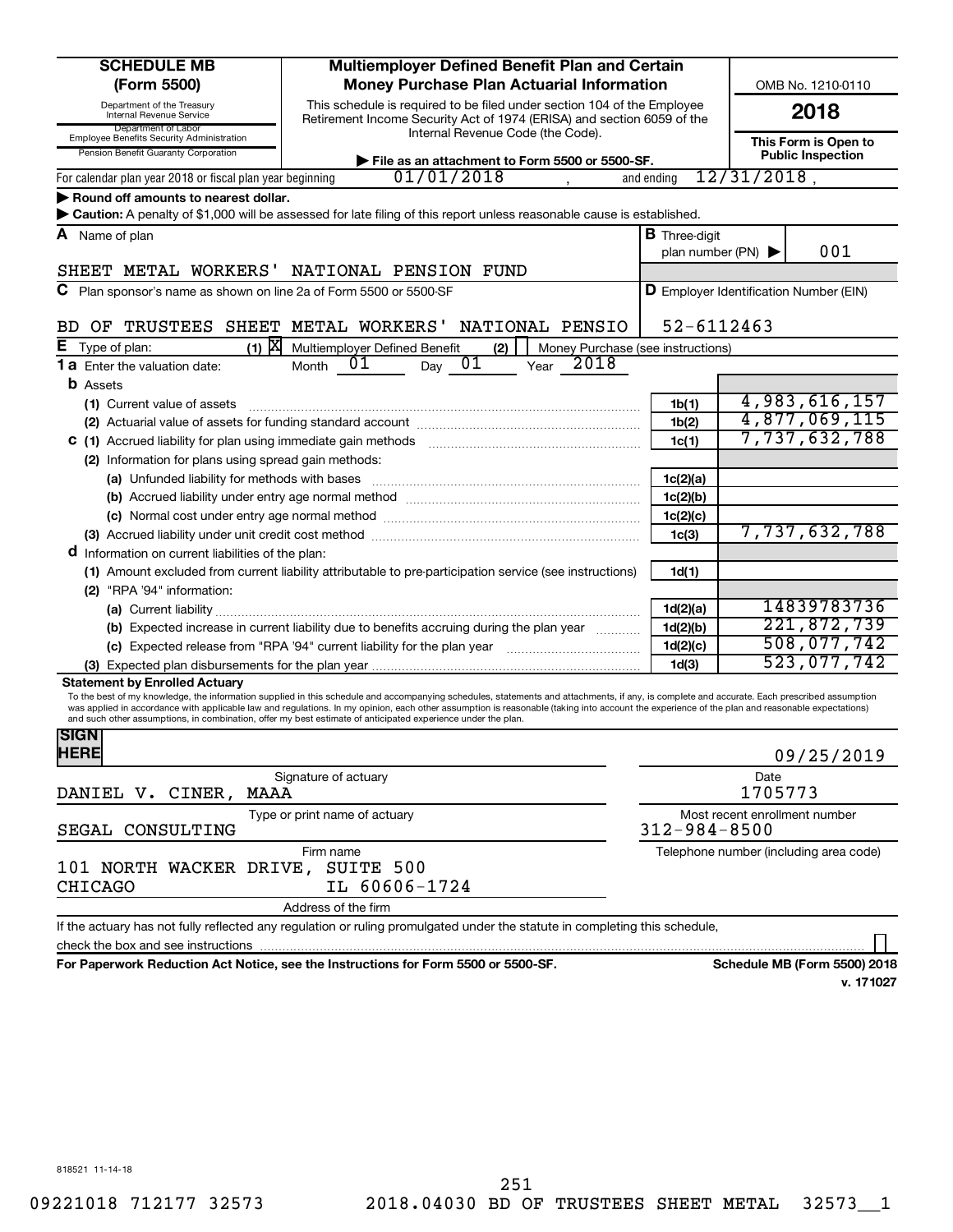**SCHEDULE MB (Form 5500)**

Department of the Treasury Internal Revenue Service
Department of Labor Employee Benefits Security Administration
Pension Benefit Guaranty Corporation

# Multiemployer Defined Benefit Plan and Certain Money Purchase Plan Actuarial Information

This schedule is required to be filed under section 104 of the Employee Retirement Income Security Act of 1974 (ERISA) and section 6059 of the Internal Revenue Code (the Code).

▶ File as an attachment to Form 5500 or 5500-SF.

OMB No. 1210-0110

**2018**

**This Form is Open to Public Inspection**

For calendar plan year 2018 or fiscal plan year beginning 01/01/2018 , and ending 12/31/2018 ,

▶ **Round off amounts to nearest dollar.**

▶ **Caution:** A penalty of $1,000 will be assessed for late filing of this report unless reasonable cause is established.

**A** Name of plan: SHEET METAL WORKERS' NATIONAL PENSION FUND

**B** Three-digit plan number (PN) ▶ 001

**C** Plan sponsor's name as shown on line 2a of Form 5500 or 5500-SF: BD OF TRUSTEES SHEET METAL WORKERS' NATIONAL PENSIO

**D** Employer Identification Number (EIN): 52-6112463

**E** Type of plan: (1) [X] Multiemployer Defined Benefit (2) [ ] Money Purchase (see instructions)

**1a** Enter the valuation date: Month 01 Day 01 Year 2018

| Line | Description | Ref | Amount |
|---|---|---|---|
| **b** | Assets | | |
| (1) | Current value of assets | 1b(1) | 4,983,616,157 |
| (2) | Actuarial value of assets for funding standard account | 1b(2) | 4,877,069,115 |
| **c** (1) | Accrued liability for plan using immediate gain methods | 1c(1) | 7,737,632,788 |
| (2) | Information for plans using spread gain methods: | | |
| (a) | Unfunded liability for methods with bases | 1c(2)(a) | |
| (b) | Accrued liability under entry age normal method | 1c(2)(b) | |
| (c) | Normal cost under entry age normal method | 1c(2)(c) | |
| (3) | Accrued liability under unit credit cost method | 1c(3) | 7,737,632,788 |
| **d** | Information on current liabilities of the plan: | | |
| (1) | Amount excluded from current liability attributable to pre-participation service (see instructions) | 1d(1) | |
| (2) | "RPA '94" information: | | |
| (a) | Current liability | 1d(2)(a) | 14839783736 |
| (b) | Expected increase in current liability due to benefits accruing during the plan year | 1d(2)(b) | 221,872,739 |
| (c) | Expected release from "RPA '94" current liability for the plan year | 1d(2)(c) | 508,077,742 |
| (3) | Expected plan disbursements for the plan year | 1d(3) | 523,077,742 |

**Statement by Enrolled Actuary**

To the best of my knowledge, the information supplied in this schedule and accompanying schedules, statements and attachments, if any, is complete and accurate. Each prescribed assumption was applied in accordance with applicable law and regulations. In my opinion, each other assumption is reasonable (taking into account the experience of the plan and reasonable expectations) and such other assumptions, in combination, offer my best estimate of anticipated experience under the plan.

**SIGN HERE**

Signature of actuary — Date: 09/25/2019

Type or print name of actuary: DANIEL V. CINER, MAAA — Most recent enrollment number: 1705773

Firm name: SEGAL CONSULTING — Telephone number (including area code): 312-984-8500

Address of the firm: 101 NORTH WACKER DRIVE, SUITE 500, CHICAGO IL 60606-1724

If the actuary has not fully reflected any regulation or ruling promulgated under the statute in completing this schedule, check the box and see instructions [ ]

**For Paperwork Reduction Act Notice, see the Instructions for Form 5500 or 5500-SF.** **Schedule MB (Form 5500) 2018**

v. 171027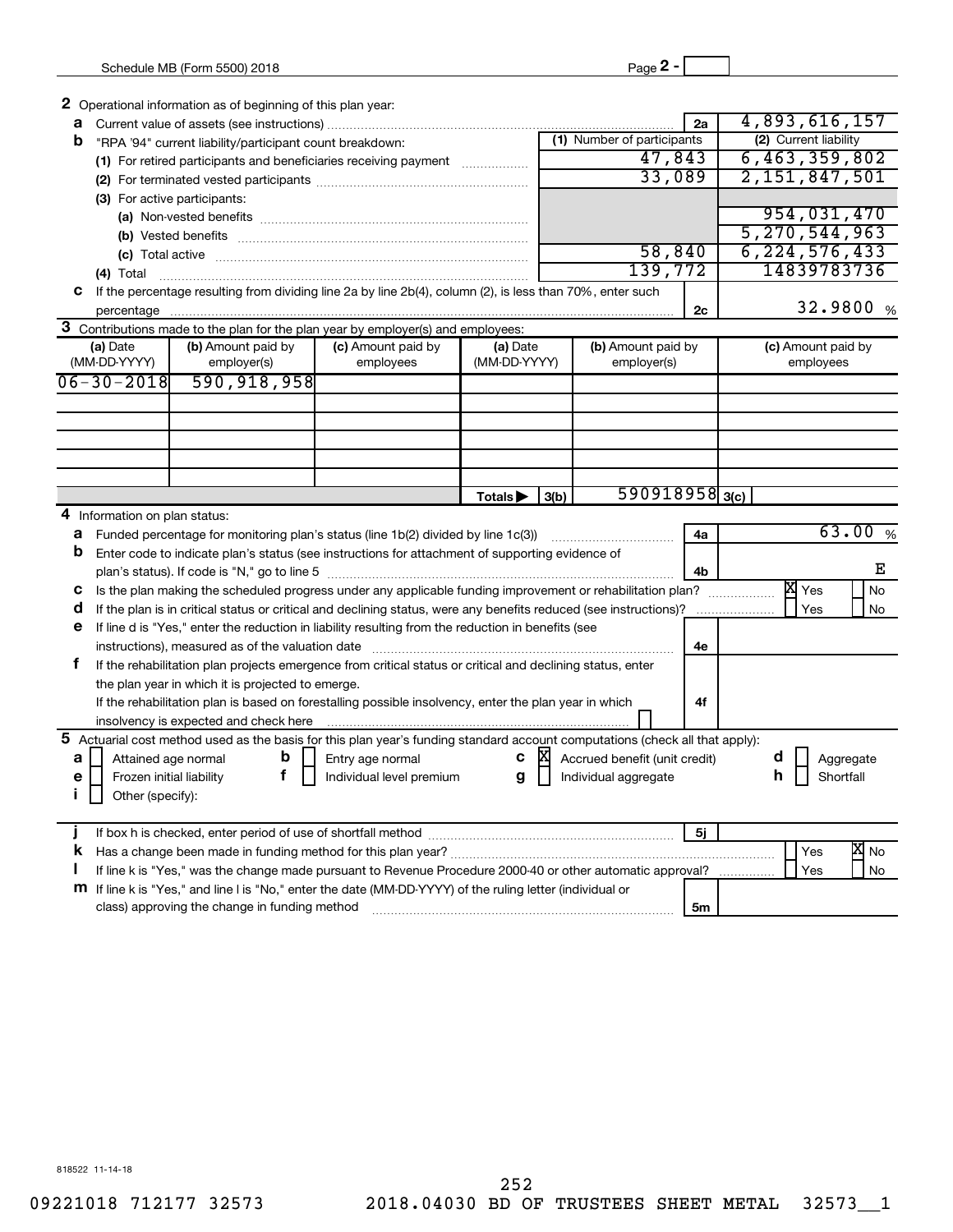Schedule MB (Form 5500) 2018 Page **2 -**

**2** Operational information as of beginning of this plan year:

| | | | | |
|---|---|---|---|---|
| **a** | Current value of assets (see instructions) | | **2a** | 4,893,616,157 |
| **b** | "RPA '94" current liability/participant count breakdown: | **(1)** Number of participants | | **(2)** Current liability |
| | **(1)** For retired participants and beneficiaries receiving payment | 47,843 | | 6,463,359,802 |
| | **(2)** For terminated vested participants | 33,089 | | 2,151,847,501 |
| | **(3)** For active participants: | | | |
| | **(a)** Non-vested benefits | | | 954,031,470 |
| | **(b)** Vested benefits | | | 5,270,544,963 |
| | **(c)** Total active | 58,840 | | 6,224,576,433 |
| | **(4)** Total | 139,772 | | 14839783736 |
| **c** | If the percentage resulting from dividing line 2a by line 2b(4), column (2), is less than 70%, enter such percentage | | **2c** | 32.9800 % |

**3** Contributions made to the plan for the plan year by employer(s) and employees:

| **(a)** Date (MM-DD-YYYY) | **(b)** Amount paid by employer(s) | **(c)** Amount paid by employees | **(a)** Date (MM-DD-YYYY) | **(b)** Amount paid by employer(s) | **(c)** Amount paid by employees |
|---|---|---|---|---|---|
| 06-30-2018 | 590,918,958 | | | | |
| | | | | | |
| | | | | | |
| | | | | | |
| | | | | | |
| | | | | | |
| | | | Totals ▶ **3(b)** | 590918958 | **3(c)** |

**4** Information on plan status:

| | | | |
|---|---|---|---|
| **a** | Funded percentage for monitoring plan's status (line 1b(2) divided by line 1c(3)) | **4a** | 63.00 % |
| **b** | Enter code to indicate plan's status (see instructions for attachment of supporting evidence of plan's status). If code is "N," go to line 5 | **4b** | E |
| **c** | Is the plan making the scheduled progress under any applicable funding improvement or rehabilitation plan? | | [X] Yes [ ] No |
| **d** | If the plan is in critical status or critical and declining status, were any benefits reduced (see instructions)? | | [ ] Yes [ ] No |
| **e** | If line d is "Yes," enter the reduction in liability resulting from the reduction in benefits (see instructions), measured as of the valuation date | **4e** | |
| **f** | If the rehabilitation plan projects emergence from critical status or critical and declining status, enter the plan year in which it is projected to emerge. If the rehabilitation plan is based on forestalling possible insolvency, enter the plan year in which insolvency is expected and check here [ ] | **4f** | |

**5** Actuarial cost method used as the basis for this plan year's funding standard account computations (check all that apply):

- **a** [ ] Attained age normal
- **b** [ ] Entry age normal
- **c** [X] Accrued benefit (unit credit)
- **d** [ ] Aggregate
- **e** [ ] Frozen initial liability
- **f** [ ] Individual level premium
- **g** [ ] Individual aggregate
- **h** [ ] Shortfall
- **i** [ ] Other (specify):

| | | | |
|---|---|---|---|
| **j** | If box h is checked, enter period of use of shortfall method | **5j** | |
| **k** | Has a change been made in funding method for this plan year? | | [ ] Yes [X] No |
| **l** | If line k is "Yes," was the change made pursuant to Revenue Procedure 2000-40 or other automatic approval? | | [ ] Yes [ ] No |
| **m** | If line k is "Yes," and line l is "No," enter the date (MM-DD-YYYY) of the ruling letter (individual or class) approving the change in funding method | **5m** | |

818522 11-14-18

09221018 712177 32573 2018.04030 BD OF TRUSTEES SHEET METAL 32573__1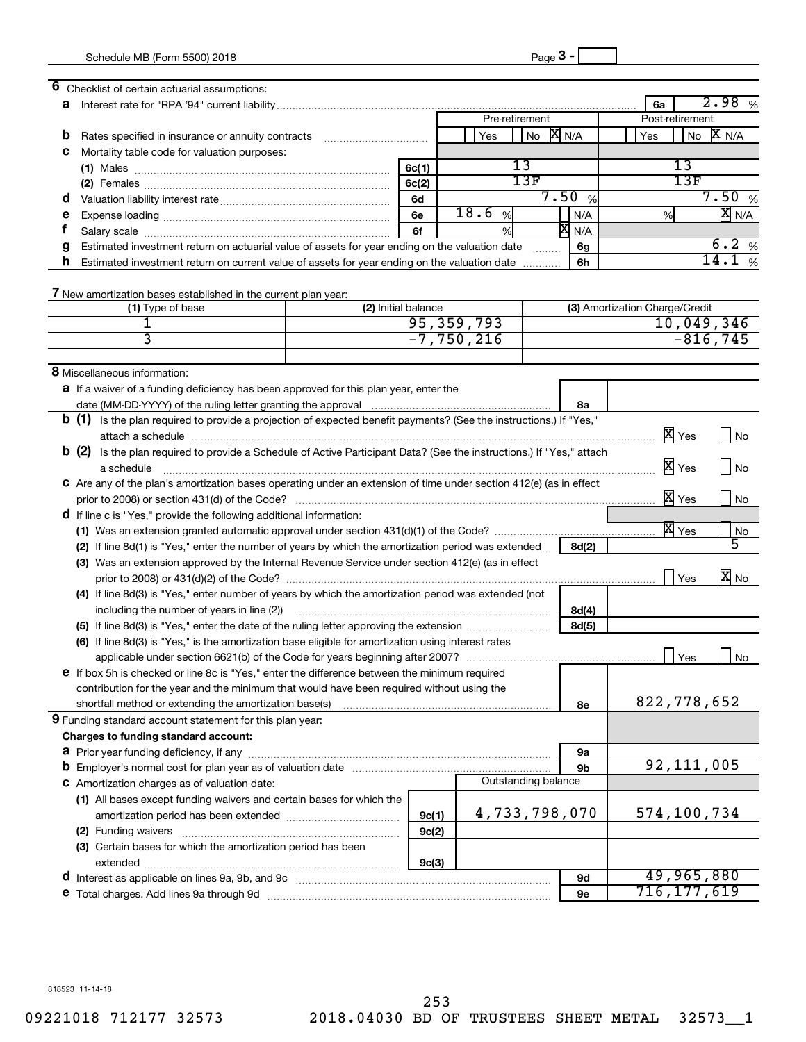Schedule MB (Form 5500) 2018 Page 3 -

**6** Checklist of certain actuarial assumptions:

**a** Interest rate for "RPA '94" current liability ..... **6a** 2.98 %

| | | Pre-retirement | | Post-retirement | |
|---|---|---|---|---|---|
| **b** Rates specified in insurance or annuity contracts | | Yes / No / [X] N/A | | Yes / No / [X] N/A | |
| **c** Mortality table code for valuation purposes: | | | | | |
| (1) Males | 6c(1) | 13 | | 13 | |
| (2) Females | 6c(2) | 13F | | 13F | |
| **d** Valuation liability interest rate | 6d | 7.50 % | | 7.50 % | |
| **e** Expense loading | 6e | 18.6 % | N/A | % | [X] N/A |
| **f** Salary scale | 6f | % | [X] N/A | | |

**g** Estimated investment return on actuarial value of assets for year ending on the valuation date ..... **6g** 6.2 %

**h** Estimated investment return on current value of assets for year ending on the valuation date ..... **6h** 14.1 %

**7** New amortization bases established in the current plan year:

| (1) Type of base | (2) Initial balance | (3) Amortization Charge/Credit |
|---|---|---|
| 1 | 95,359,793 | 10,049,346 |
| 3 | -7,750,216 | -816,745 |
| | | |

**8** Miscellaneous information:

**a** If a waiver of a funding deficiency has been approved for this plan year, enter the date (MM-DD-YYYY) of the ruling letter granting the approval ..... **8a**

**b (1)** Is the plan required to provide a projection of expected benefit payments? (See the instructions.) If "Yes," attach a schedule ..... [X] Yes [ ] No

**b (2)** Is the plan required to provide a Schedule of Active Participant Data? (See the instructions.) If "Yes," attach a schedule ..... [X] Yes [ ] No

**c** Are any of the plan's amortization bases operating under an extension of time under section 412(e) (as in effect prior to 2008) or section 431(d) of the Code? ..... [X] Yes [ ] No

**d** If line c is "Yes," provide the following additional information:

(1) Was an extension granted automatic approval under section 431(d)(1) of the Code? ..... [X] Yes [ ] No

(2) If line 8d(1) is "Yes," enter the number of years by which the amortization period was extended ..... **8d(2)** 5

(3) Was an extension approved by the Internal Revenue Service under section 412(e) (as in effect prior to 2008) or 431(d)(2) of the Code? ..... [ ] Yes [X] No

(4) If line 8d(3) is "Yes," enter number of years by which the amortization period was extended (not including the number of years in line (2)) ..... **8d(4)**

(5) If line 8d(3) is "Yes," enter the date of the ruling letter approving the extension ..... **8d(5)**

(6) If line 8d(3) is "Yes," is the amortization base eligible for amortization using interest rates applicable under section 6621(b) of the Code for years beginning after 2007? ..... [ ] Yes [ ] No

**e** If box 5h is checked or line 8c is "Yes," enter the difference between the minimum required contribution for the year and the minimum that would have been required without using the shortfall method or extending the amortization base(s) ..... **8e** 822,778,652

**9** Funding standard account statement for this plan year:

**Charges to funding standard account:**

| | | Outstanding balance | | |
|---|---|---|---|---|
| **a** Prior year funding deficiency, if any | | | 9a | |
| **b** Employer's normal cost for plan year as of valuation date | | | 9b | 92,111,005 |
| **c** Amortization charges as of valuation date: | | | | |
| (1) All bases except funding waivers and certain bases for which the amortization period has been extended | 9c(1) | 4,733,798,070 | | 574,100,734 |
| (2) Funding waivers | 9c(2) | | | |
| (3) Certain bases for which the amortization period has been extended | 9c(3) | | | |
| **d** Interest as applicable on lines 9a, 9b, and 9c | | | 9d | 49,965,880 |
| **e** Total charges. Add lines 9a through 9d | | | 9e | 716,177,619 |

818523 11-14-18

09221018 712177 32573 2018.04030 BD OF TRUSTEES SHEET METAL 32573__1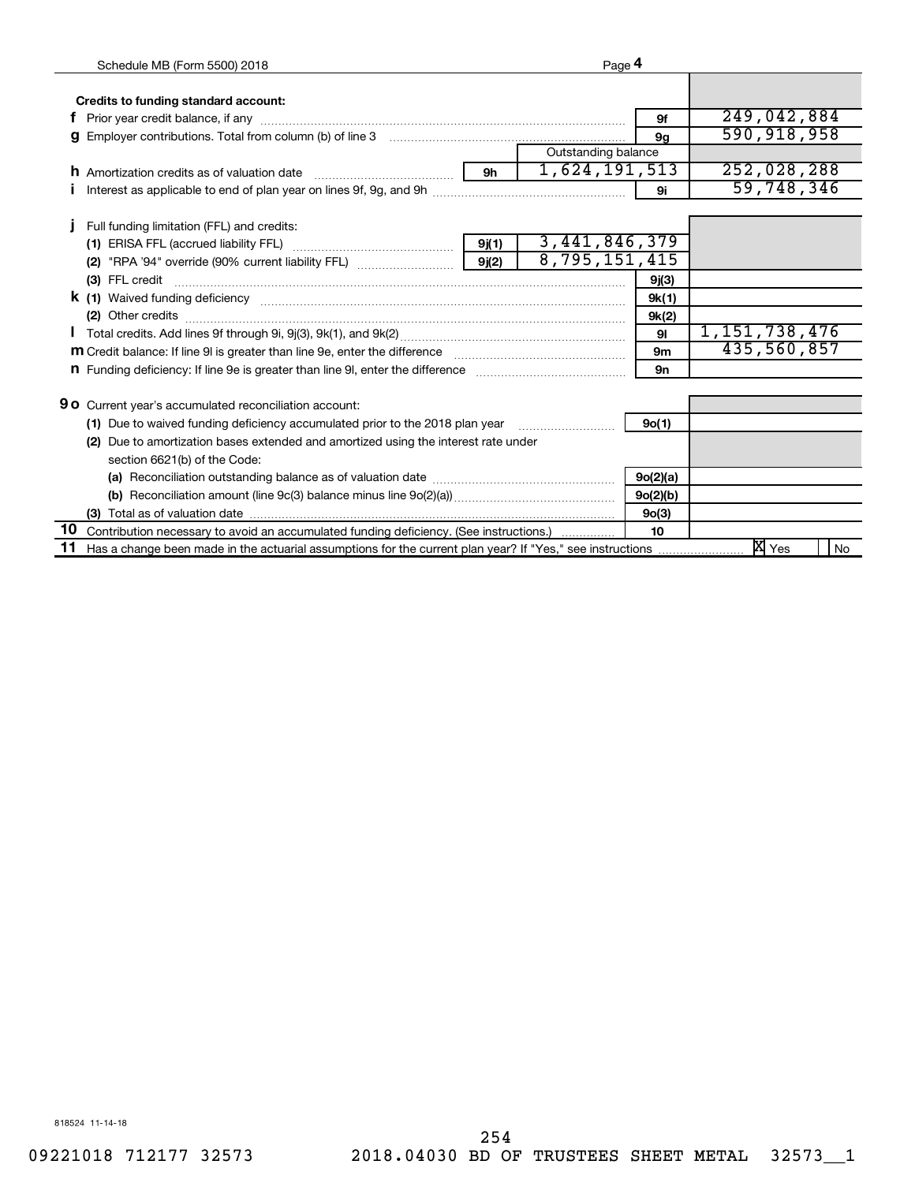**Credits to funding standard account:**

| | | | | | |
|---|---|---|---|---|---|
| **f** | Prior year credit balance, if any | | | 9f | 249,042,884 |
| **g** | Employer contributions. Total from column (b) of line 3 | | | 9g | 590,918,958 |
| | | | Outstanding balance | | |
| **h** | Amortization credits as of valuation date | 9h | 1,624,191,513 | | 252,028,288 |
| **i** | Interest as applicable to end of plan year on lines 9f, 9g, and 9h | | | 9i | 59,748,346 |
| **j** | Full funding limitation (FFL) and credits: | | | | |
| | **(1)** ERISA FFL (accrued liability FFL) | 9j(1) | 3,441,846,379 | | |
| | **(2)** "RPA '94" override (90% current liability FFL) | 9j(2) | 8,795,151,415 | | |
| | **(3)** FFL credit | | | 9j(3) | |
| **k** | **(1)** Waived funding deficiency | | | 9k(1) | |
| | **(2)** Other credits | | | 9k(2) | |
| **l** | Total credits. Add lines 9f through 9i, 9j(3), 9k(1), and 9k(2) | | | 9l | 1,151,738,476 |
| **m** | Credit balance: If line 9l is greater than line 9e, enter the difference | | | 9m | 435,560,857 |
| **n** | Funding deficiency: If line 9e is greater than line 9l, enter the difference | | | 9n | |

| | | | |
|---|---|---|---|
| **9 o** | Current year's accumulated reconciliation account: | | |
| | **(1)** Due to waived funding deficiency accumulated prior to the 2018 plan year | 9o(1) | |
| | **(2)** Due to amortization bases extended and amortized using the interest rate under section 6621(b) of the Code: | | |
| | **(a)** Reconciliation outstanding balance as of valuation date | 9o(2)(a) | |
| | **(b)** Reconciliation amount (line 9c(3) balance minus line 9o(2)(a)) | 9o(2)(b) | |
| | **(3)** Total as of valuation date | 9o(3) | |
| **10** | Contribution necessary to avoid an accumulated funding deficiency. (See instructions.) | 10 | |
| **11** | Has a change been made in the actuarial assumptions for the current plan year? If "Yes," see instructions | | [X] Yes [ ] No |

818524 11-14-18

09221018 712177 32573 2018.04030 BD OF TRUSTEES SHEET METAL 32573__1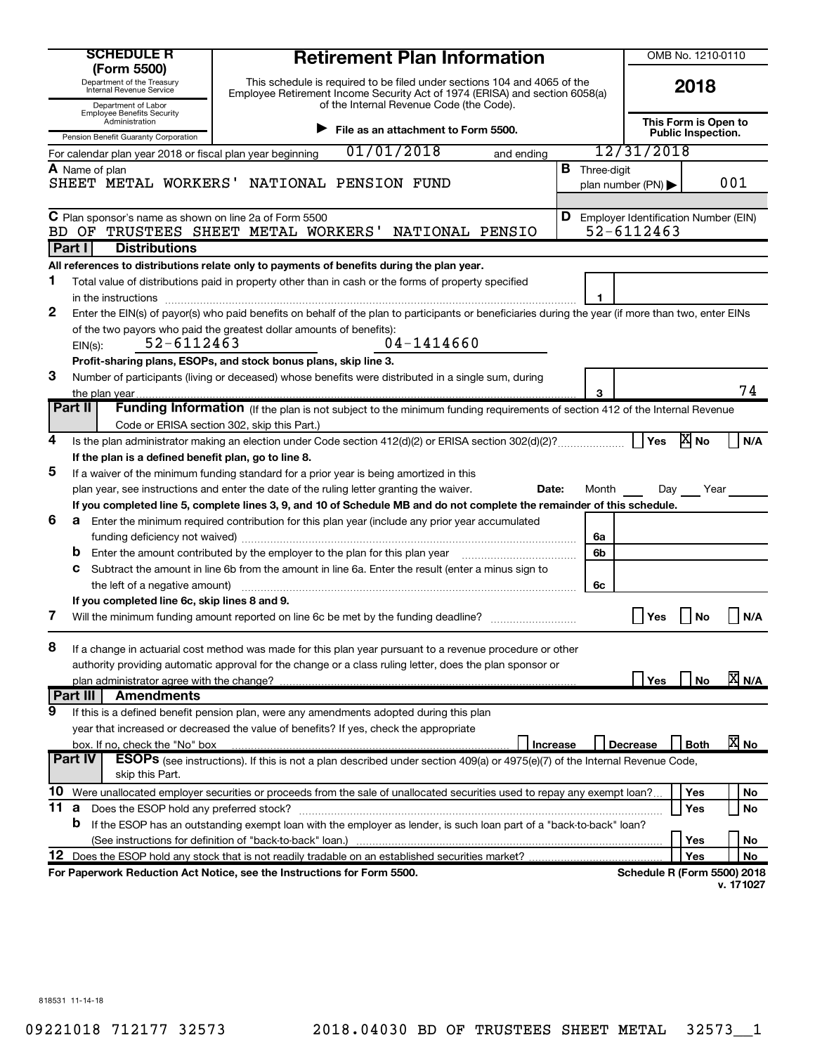# SCHEDULE R (Form 5500)

Department of the Treasury
Internal Revenue Service

Department of Labor
Employee Benefits Security Administration

Pension Benefit Guaranty Corporation

## Retirement Plan Information

This schedule is required to be filed under sections 104 and 4065 of the Employee Retirement Income Security Act of 1974 (ERISA) and section 6058(a) of the Internal Revenue Code (the Code).

▶ File as an attachment to Form 5500.

OMB No. 1210-0110

**2018**

**This Form is Open to Public Inspection.**

For calendar plan year 2018 or fiscal plan year beginning 01/01/2018 and ending 12/31/2018

**A** Name of plan
SHEET METAL WORKERS' NATIONAL PENSION FUND

**B** Three-digit plan number (PN) ▶ 001

**C** Plan sponsor's name as shown on line 2a of Form 5500
BD OF TRUSTEES SHEET METAL WORKERS' NATIONAL PENSIO

**D** Employer Identification Number (EIN)
52-6112463

### Part I Distributions

**All references to distributions relate only to payments of benefits during the plan year.**

**1** Total value of distributions paid in property other than in cash or the forms of property specified in the instructions .......... **1**

**2** Enter the EIN(s) of payor(s) who paid benefits on behalf of the plan to participants or beneficiaries during the year (if more than two, enter EINs of the two payors who paid the greatest dollar amounts of benefits):
EIN(s): 52-6112463     04-1414660

**Profit-sharing plans, ESOPs, and stock bonus plans, skip line 3.**

**3** Number of participants (living or deceased) whose benefits were distributed in a single sum, during the plan year .......... **3** 74

### Part II Funding Information (If the plan is not subject to the minimum funding requirements of section 412 of the Internal Revenue Code or ERISA section 302, skip this Part.)

**4** Is the plan administrator making an election under Code section 412(d)(2) or ERISA section 302(d)(2)? .......... ☐ Yes ☒ No ☐ N/A

**If the plan is a defined benefit plan, go to line 8.**

**5** If a waiver of the minimum funding standard for a prior year is being amortized in this plan year, see instructions and enter the date of the ruling letter granting the waiver. **Date:** Month ____ Day ____ Year ____

**If you completed line 5, complete lines 3, 9, and 10 of Schedule MB and do not complete the remainder of this schedule.**

**6 a** Enter the minimum required contribution for this plan year (include any prior year accumulated funding deficiency not waived) .......... **6a**

**b** Enter the amount contributed by the employer to the plan for this plan year .......... **6b**

**c** Subtract the amount in line 6b from the amount in line 6a. Enter the result (enter a minus sign to the left of a negative amount) .......... **6c**

**If you completed line 6c, skip lines 8 and 9.**

**7** Will the minimum funding amount reported on line 6c be met by the funding deadline? .......... ☐ Yes ☐ No ☐ N/A

**8** If a change in actuarial cost method was made for this plan year pursuant to a revenue procedure or other authority providing automatic approval for the change or a class ruling letter, does the plan sponsor or plan administrator agree with the change? .......... ☐ Yes ☐ No ☒ N/A

### Part III Amendments

**9** If this is a defined benefit pension plan, were any amendments adopted during this plan year that increased or decreased the value of benefits? If yes, check the appropriate box. If no, check the "No" box .......... ☐ Increase ☐ Decrease ☐ Both ☒ No

### Part IV ESOPs (see instructions). If this is not a plan described under section 409(a) or 4975(e)(7) of the Internal Revenue Code, skip this Part.

**10** Were unallocated employer securities or proceeds from the sale of unallocated securities used to repay any exempt loan? .......... ☐ Yes ☐ No

**11 a** Does the ESOP hold any preferred stock? .......... ☐ Yes ☐ No

**b** If the ESOP has an outstanding exempt loan with the employer as lender, is such loan part of a "back-to-back" loan? (See instructions for definition of "back-to-back" loan.) .......... ☐ Yes ☐ No

**12** Does the ESOP hold any stock that is not readily tradable on an established securities market? .......... ☐ Yes ☐ No

**For Paperwork Reduction Act Notice, see the Instructions for Form 5500.** **Schedule R (Form 5500) 2018**
v. 171027

818531 11-14-18

09221018 712177 32573     2018.04030 BD OF TRUSTEES SHEET METAL 32573__1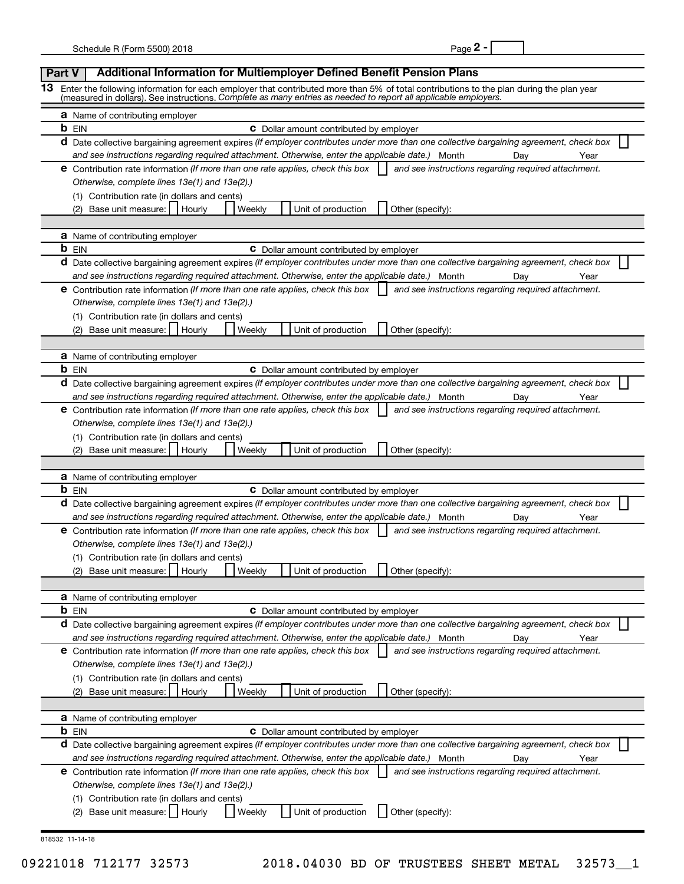## Part V Additional Information for Multiemployer Defined Benefit Pension Plans

**13** Enter the following information for each employer that contributed more than 5% of total contributions to the plan during the plan year (measured in dollars). See instructions. *Complete as many entries as needed to report all applicable employers.*

**a** Name of contributing employer

**b** EIN **c** Dollar amount contributed by employer

**d** Date collective bargaining agreement expires *(If employer contributes under more than one collective bargaining agreement, check box and see instructions regarding required attachment. Otherwise, enter the applicable date.)* Month Day Year

**e** Contribution rate information *(If more than one rate applies, check this box and see instructions regarding required attachment. Otherwise, complete lines 13e(1) and 13e(2).)*

(1) Contribution rate (in dollars and cents)

(2) Base unit measure: ☐ Hourly ☐ Weekly ☐ Unit of production ☐ Other (specify):

---

**a** Name of contributing employer

**b** EIN **c** Dollar amount contributed by employer

**d** Date collective bargaining agreement expires *(If employer contributes under more than one collective bargaining agreement, check box and see instructions regarding required attachment. Otherwise, enter the applicable date.)* Month Day Year

**e** Contribution rate information *(If more than one rate applies, check this box and see instructions regarding required attachment. Otherwise, complete lines 13e(1) and 13e(2).)*

(1) Contribution rate (in dollars and cents)

(2) Base unit measure: ☐ Hourly ☐ Weekly ☐ Unit of production ☐ Other (specify):

---

**a** Name of contributing employer

**b** EIN **c** Dollar amount contributed by employer

**d** Date collective bargaining agreement expires *(If employer contributes under more than one collective bargaining agreement, check box and see instructions regarding required attachment. Otherwise, enter the applicable date.)* Month Day Year

**e** Contribution rate information *(If more than one rate applies, check this box and see instructions regarding required attachment. Otherwise, complete lines 13e(1) and 13e(2).)*

(1) Contribution rate (in dollars and cents)

(2) Base unit measure: ☐ Hourly ☐ Weekly ☐ Unit of production ☐ Other (specify):

---

**a** Name of contributing employer

**b** EIN **c** Dollar amount contributed by employer

**d** Date collective bargaining agreement expires *(If employer contributes under more than one collective bargaining agreement, check box and see instructions regarding required attachment. Otherwise, enter the applicable date.)* Month Day Year

**e** Contribution rate information *(If more than one rate applies, check this box and see instructions regarding required attachment. Otherwise, complete lines 13e(1) and 13e(2).)*

(1) Contribution rate (in dollars and cents)

(2) Base unit measure: ☐ Hourly ☐ Weekly ☐ Unit of production ☐ Other (specify):

---

**a** Name of contributing employer

**b** EIN **c** Dollar amount contributed by employer

**d** Date collective bargaining agreement expires *(If employer contributes under more than one collective bargaining agreement, check box and see instructions regarding required attachment. Otherwise, enter the applicable date.)* Month Day Year

**e** Contribution rate information *(If more than one rate applies, check this box and see instructions regarding required attachment. Otherwise, complete lines 13e(1) and 13e(2).)*

(1) Contribution rate (in dollars and cents)

(2) Base unit measure: ☐ Hourly ☐ Weekly ☐ Unit of production ☐ Other (specify):

---

**a** Name of contributing employer

**b** EIN **c** Dollar amount contributed by employer

**d** Date collective bargaining agreement expires *(If employer contributes under more than one collective bargaining agreement, check box and see instructions regarding required attachment. Otherwise, enter the applicable date.)* Month Day Year

**e** Contribution rate information *(If more than one rate applies, check this box and see instructions regarding required attachment. Otherwise, complete lines 13e(1) and 13e(2).)*

(1) Contribution rate (in dollars and cents)

(2) Base unit measure: ☐ Hourly ☐ Weekly ☐ Unit of production ☐ Other (specify):

818532 11-14-18

09221018 712177 32573 2018.04030 BD OF TRUSTEES SHEET METAL 32573__1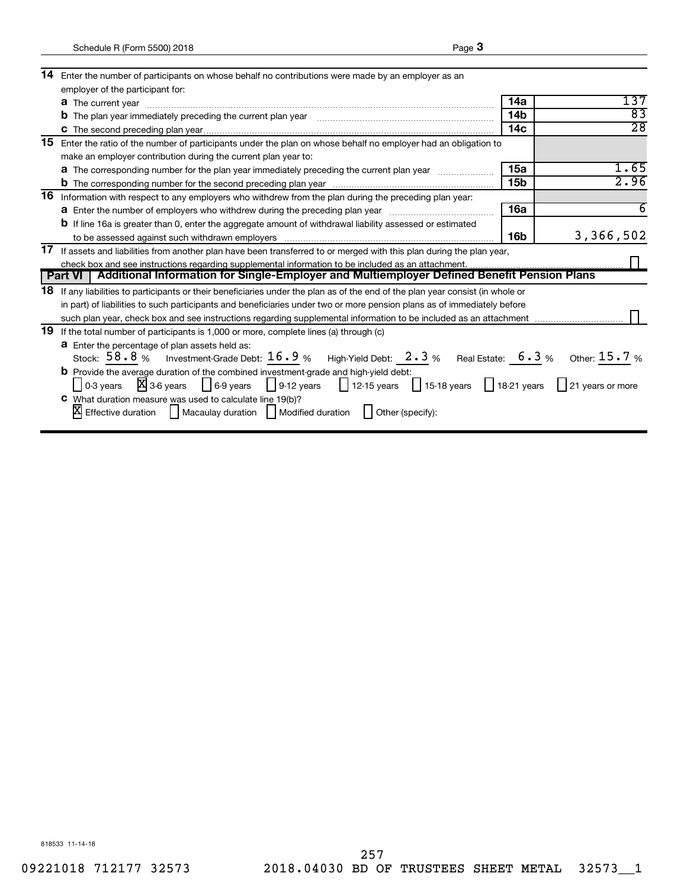| | | | |
|---|---|---|---|
| **14** | Enter the number of participants on whose behalf no contributions were made by an employer as an employer of the participant for: | | |
| | **a** The current year | **14a** | 137 |
| | **b** The plan year immediately preceding the current plan year | **14b** | 83 |
| | **c** The second preceding plan year | **14c** | 28 |
| **15** | Enter the ratio of the number of participants under the plan on whose behalf no employer had an obligation to make an employer contribution during the current plan year to: | | |
| | **a** The corresponding number for the plan year immediately preceding the current plan year | **15a** | 1.65 |
| | **b** The corresponding number for the second preceding plan year | **15b** | 2.96 |
| **16** | Information with respect to any employers who withdrew from the plan during the preceding plan year: | | |
| | **a** Enter the number of employers who withdrew during the preceding plan year | **16a** | 6 |
| | **b** If line 16a is greater than 0, enter the aggregate amount of withdrawal liability assessed or estimated to be assessed against such withdrawn employers | **16b** | 3,366,502 |
| **17** | If assets and liabilities from another plan have been transferred to or merged with this plan during the plan year, check box and see instructions regarding supplemental information to be included as an attachment. | | ☐ |

## Part VI | Additional Information for Single-Employer and Multiemployer Defined Benefit Pension Plans

**18** If any liabilities to participants or their beneficiaries under the plan as of the end of the plan year consist (in whole or in part) of liabilities to such participants and beneficiaries under two or more pension plans as of immediately before such plan year, check box and see instructions regarding supplemental information to be included as an attachment ☐

**19** If the total number of participants is 1,000 or more, complete lines (a) through (c)

**a** Enter the percentage of plan assets held as:

Stock: 58.8 % Investment-Grade Debt: 16.9 % High-Yield Debt: 2.3 % Real Estate: 6.3 % Other: 15.7 %

**b** Provide the average duration of the combined investment-grade and high-yield debt:

☐ 0-3 years ☒ 3-6 years ☐ 6-9 years ☐ 9-12 years ☐ 12-15 years ☐ 15-18 years ☐ 18-21 years ☐ 21 years or more

**c** What duration measure was used to calculate line 19(b)?

☒ Effective duration ☐ Macaulay duration ☐ Modified duration ☐ Other (specify):

818533 11-14-18

09221018 712177 32573 2018.04030 BD OF TRUSTEES SHEET METAL 32573__1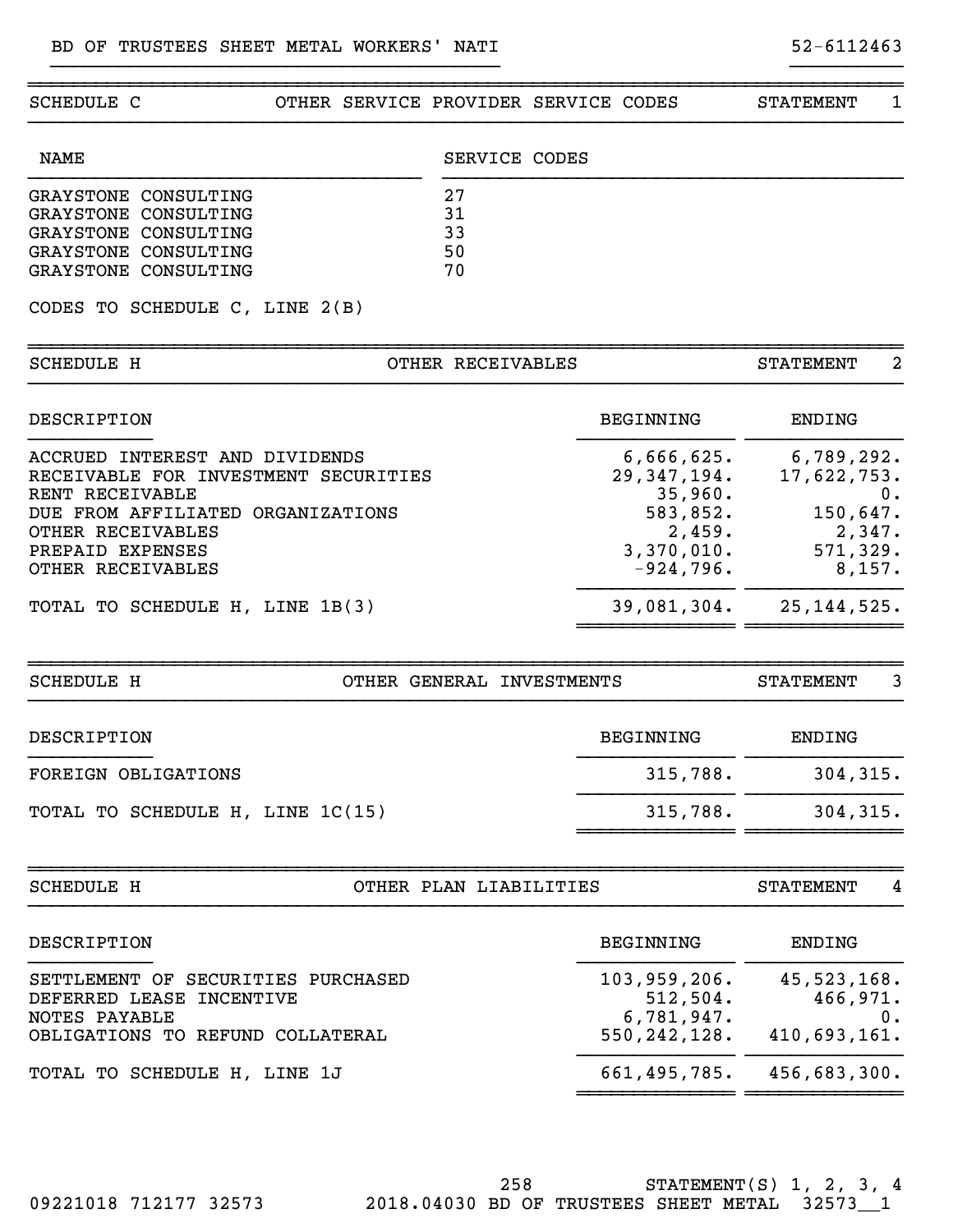BD OF TRUSTEES SHEET METAL WORKERS' NATI 52-6112463

## SCHEDULE C — OTHER SERVICE PROVIDER SERVICE CODES — STATEMENT 1

| NAME | SERVICE CODES |
|---|---|
| GRAYSTONE CONSULTING | 27 |
| GRAYSTONE CONSULTING | 31 |
| GRAYSTONE CONSULTING | 33 |
| GRAYSTONE CONSULTING | 50 |
| GRAYSTONE CONSULTING | 70 |

CODES TO SCHEDULE C, LINE 2(B)

## SCHEDULE H — OTHER RECEIVABLES — STATEMENT 2

| DESCRIPTION | BEGINNING | ENDING |
|---|---|---|
| ACCRUED INTEREST AND DIVIDENDS | 6,666,625. | 6,789,292. |
| RECEIVABLE FOR INVESTMENT SECURITIES | 29,347,194. | 17,622,753. |
| RENT RECEIVABLE | 35,960. | 0. |
| DUE FROM AFFILIATED ORGANIZATIONS | 583,852. | 150,647. |
| OTHER RECEIVABLES | 2,459. | 2,347. |
| PREPAID EXPENSES | 3,370,010. | 571,329. |
| OTHER RECEIVABLES | -924,796. | 8,157. |
| TOTAL TO SCHEDULE H, LINE 1B(3) | 39,081,304. | 25,144,525. |

## SCHEDULE H — OTHER GENERAL INVESTMENTS — STATEMENT 3

| DESCRIPTION | BEGINNING | ENDING |
|---|---|---|
| FOREIGN OBLIGATIONS | 315,788. | 304,315. |
| TOTAL TO SCHEDULE H, LINE 1C(15) | 315,788. | 304,315. |

## SCHEDULE H — OTHER PLAN LIABILITIES — STATEMENT 4

| DESCRIPTION | BEGINNING | ENDING |
|---|---|---|
| SETTLEMENT OF SECURITIES PURCHASED | 103,959,206. | 45,523,168. |
| DEFERRED LEASE INCENTIVE | 512,504. | 466,971. |
| NOTES PAYABLE | 6,781,947. | 0. |
| OBLIGATIONS TO REFUND COLLATERAL | 550,242,128. | 410,693,161. |
| TOTAL TO SCHEDULE H, LINE 1J | 661,495,785. | 456,683,300. |

STATEMENT(S) 1, 2, 3, 4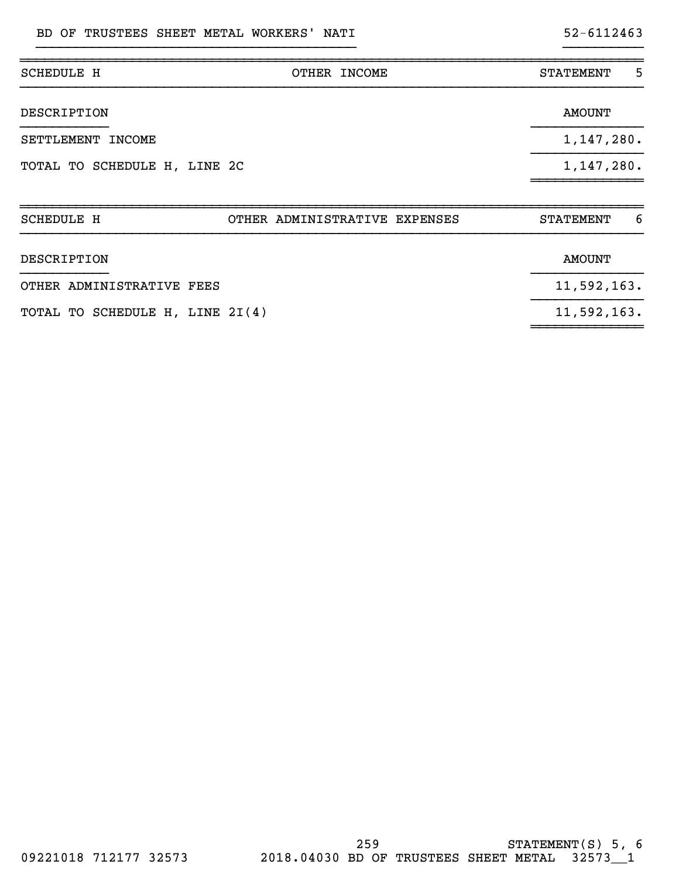BD OF TRUSTEES SHEET METAL WORKERS' NATI 52-6112463

| SCHEDULE H | OTHER INCOME | STATEMENT 5 |
|---|---|---|

| DESCRIPTION | AMOUNT |
|---|---|
| SETTLEMENT INCOME | 1,147,280. |
| TOTAL TO SCHEDULE H, LINE 2C | 1,147,280. |

| SCHEDULE H | OTHER ADMINISTRATIVE EXPENSES | STATEMENT 6 |
|---|---|---|

| DESCRIPTION | AMOUNT |
|---|---|
| OTHER ADMINISTRATIVE FEES | 11,592,163. |
| TOTAL TO SCHEDULE H, LINE 2I(4) | 11,592,163. |

STATEMENT(S) 5, 6

09221018 712177 32573 2018.04030 BD OF TRUSTEES SHEET METAL 32573__1